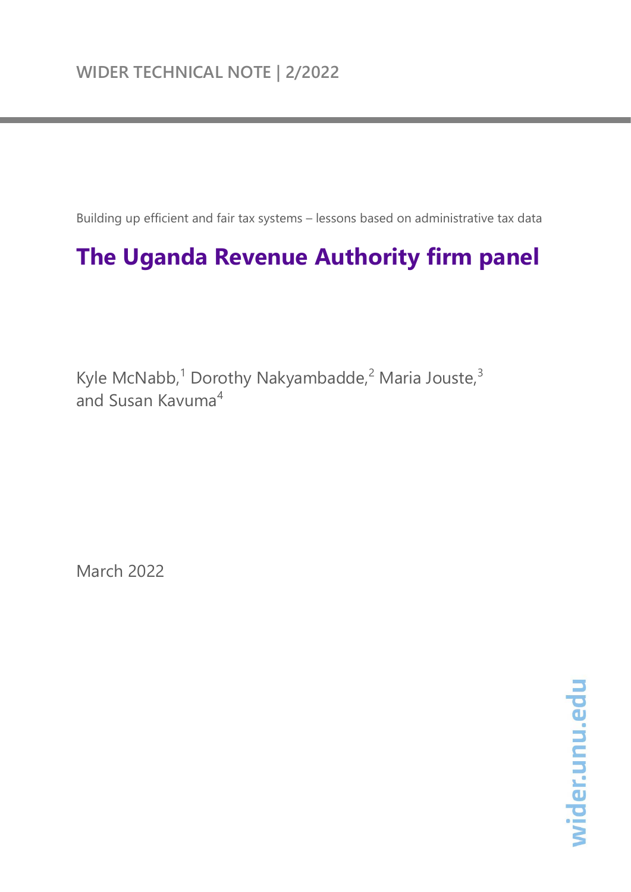WIDER TECHNICAL NOTE | 2/2022

Building up efficient and fair tax systems – lessons based on administrative tax data

# The Uganda Revenue Authority firm panel

Kyle McNabb,[1] Dorothy Nakyambadde,[2] Maria Jouste,[3] and Susan Kavuma[4]

March 2022

wider.unu.edu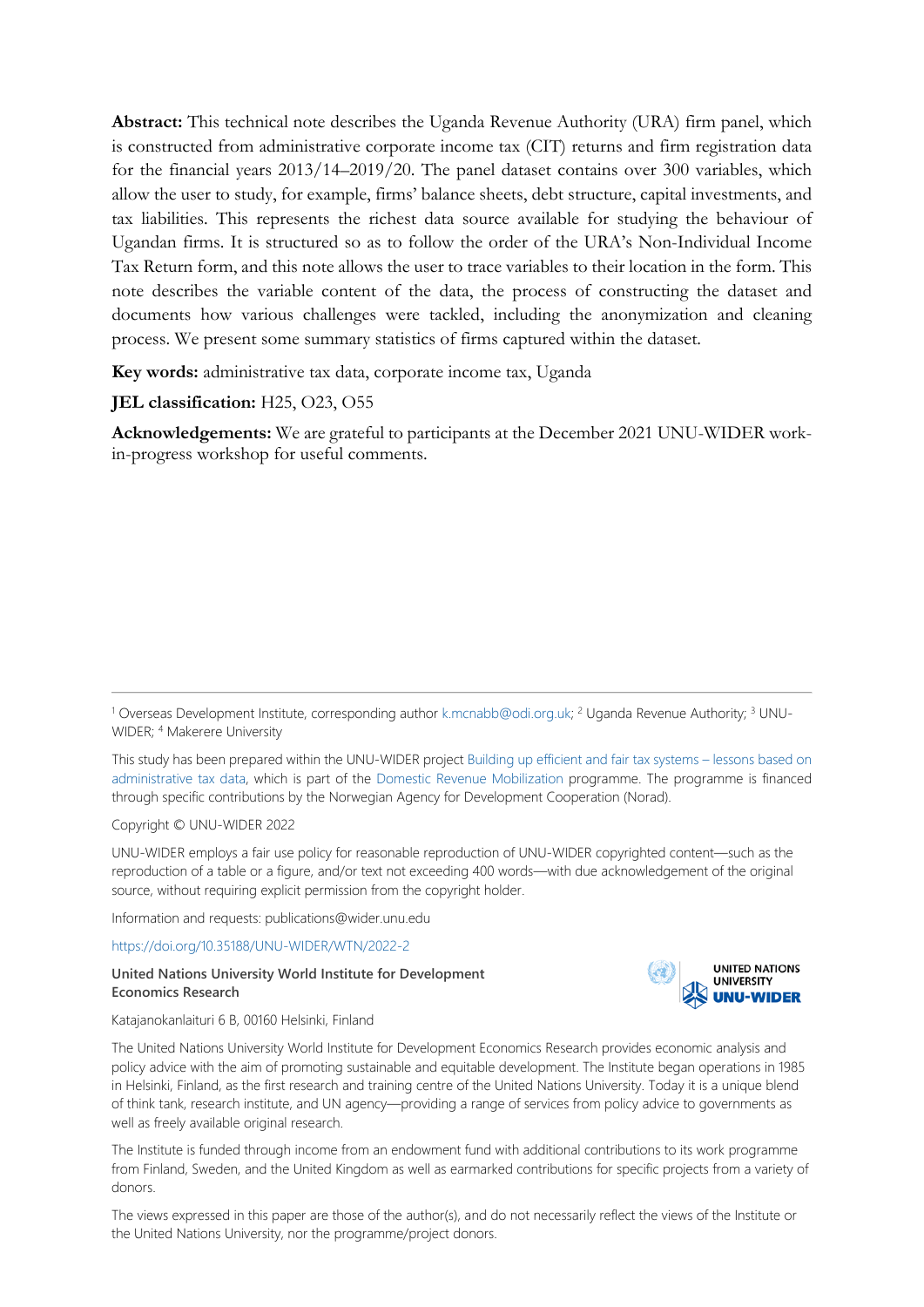**Abstract:** This technical note describes the Uganda Revenue Authority (URA) firm panel, which is constructed from administrative corporate income tax (CIT) returns and firm registration data for the financial years 2013/14–2019/20. The panel dataset contains over 300 variables, which allow the user to study, for example, firms' balance sheets, debt structure, capital investments, and tax liabilities. This represents the richest data source available for studying the behaviour of Ugandan firms. It is structured so as to follow the order of the URA's Non-Individual Income Tax Return form, and this note allows the user to trace variables to their location in the form. This note describes the variable content of the data, the process of constructing the dataset and documents how various challenges were tackled, including the anonymization and cleaning process. We present some summary statistics of firms captured within the dataset.

**Key words:** administrative tax data, corporate income tax, Uganda

**JEL classification:** H25, O23, O55

**Acknowledgements:** We are grateful to participants at the December 2021 UNU-WIDER work-in-progress workshop for useful comments.

---

[1] Overseas Development Institute, corresponding author k.mcnabb@odi.org.uk; [2] Uganda Revenue Authority; [3] UNU-WIDER; [4] Makerere University

This study has been prepared within the UNU-WIDER project Building up efficient and fair tax systems – lessons based on administrative tax data, which is part of the Domestic Revenue Mobilization programme. The programme is financed through specific contributions by the Norwegian Agency for Development Cooperation (Norad).

Copyright © UNU-WIDER 2022

UNU-WIDER employs a fair use policy for reasonable reproduction of UNU-WIDER copyrighted content—such as the reproduction of a table or a figure, and/or text not exceeding 400 words—with due acknowledgement of the original source, without requiring explicit permission from the copyright holder.

Information and requests: publications@wider.unu.edu

https://doi.org/10.35188/UNU-WIDER/WTN/2022-2

**United Nations University World Institute for Development Economics Research**

Katajanokanlaituri 6 B, 00160 Helsinki, Finland

The United Nations University World Institute for Development Economics Research provides economic analysis and policy advice with the aim of promoting sustainable and equitable development. The Institute began operations in 1985 in Helsinki, Finland, as the first research and training centre of the United Nations University. Today it is a unique blend of think tank, research institute, and UN agency—providing a range of services from policy advice to governments as well as freely available original research.

The Institute is funded through income from an endowment fund with additional contributions to its work programme from Finland, Sweden, and the United Kingdom as well as earmarked contributions for specific projects from a variety of donors.

The views expressed in this paper are those of the author(s), and do not necessarily reflect the views of the Institute or the United Nations University, nor the programme/project donors.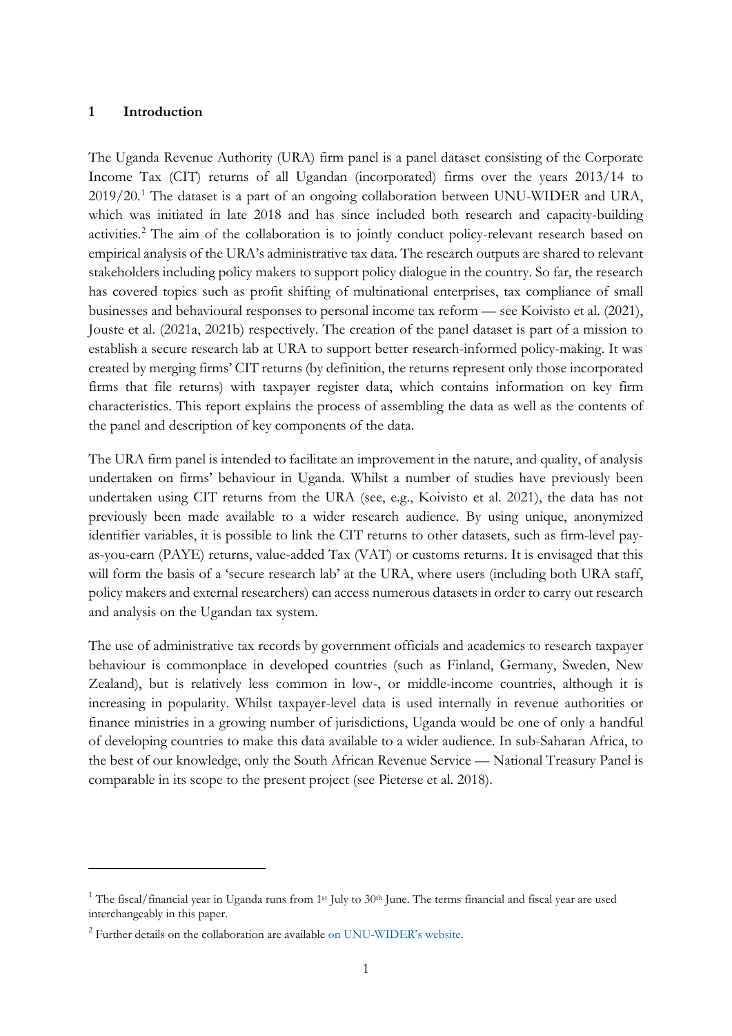# 1 Introduction

The Uganda Revenue Authority (URA) firm panel is a panel dataset consisting of the Corporate Income Tax (CIT) returns of all Ugandan (incorporated) firms over the years 2013/14 to 2019/20.[1] The dataset is a part of an ongoing collaboration between UNU-WIDER and URA, which was initiated in late 2018 and has since included both research and capacity-building activities.[2] The aim of the collaboration is to jointly conduct policy-relevant research based on empirical analysis of the URA's administrative tax data. The research outputs are shared to relevant stakeholders including policy makers to support policy dialogue in the country. So far, the research has covered topics such as profit shifting of multinational enterprises, tax compliance of small businesses and behavioural responses to personal income tax reform — see Koivisto et al. (2021), Jouste et al. (2021a, 2021b) respectively. The creation of the panel dataset is part of a mission to establish a secure research lab at URA to support better research-informed policy-making. It was created by merging firms' CIT returns (by definition, the returns represent only those incorporated firms that file returns) with taxpayer register data, which contains information on key firm characteristics. This report explains the process of assembling the data as well as the contents of the panel and description of key components of the data.

The URA firm panel is intended to facilitate an improvement in the nature, and quality, of analysis undertaken on firms' behaviour in Uganda. Whilst a number of studies have previously been undertaken using CIT returns from the URA (see, e.g., Koivisto et al. 2021), the data has not previously been made available to a wider research audience. By using unique, anonymized identifier variables, it is possible to link the CIT returns to other datasets, such as firm-level pay-as-you-earn (PAYE) returns, value-added Tax (VAT) or customs returns. It is envisaged that this will form the basis of a 'secure research lab' at the URA, where users (including both URA staff, policy makers and external researchers) can access numerous datasets in order to carry out research and analysis on the Ugandan tax system.

The use of administrative tax records by government officials and academics to research taxpayer behaviour is commonplace in developed countries (such as Finland, Germany, Sweden, New Zealand), but is relatively less common in low-, or middle-income countries, although it is increasing in popularity. Whilst taxpayer-level data is used internally in revenue authorities or finance ministries in a growing number of jurisdictions, Uganda would be one of only a handful of developing countries to make this data available to a wider audience. In sub-Saharan Africa, to the best of our knowledge, only the South African Revenue Service — National Treasury Panel is comparable in its scope to the present project (see Pieterse et al. 2018).

---

[1] The fiscal/financial year in Uganda runs from 1st July to 30th June. The terms financial and fiscal year are used interchangeably in this paper.

[2] Further details on the collaboration are available on UNU-WIDER's website.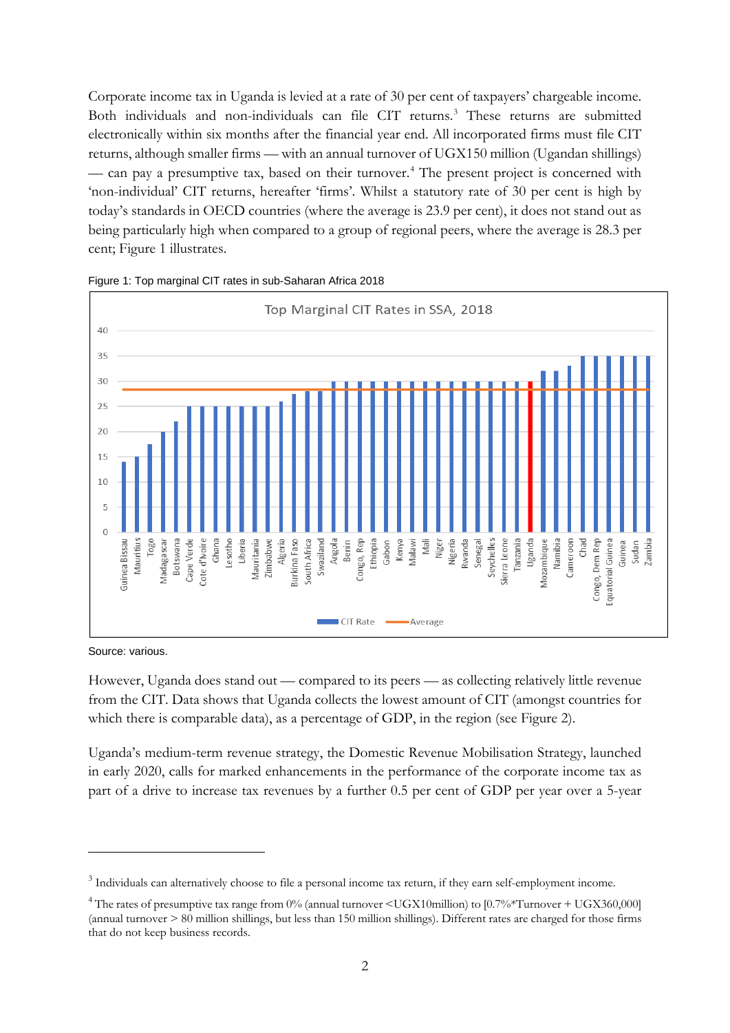Corporate income tax in Uganda is levied at a rate of 30 per cent of taxpayers' chargeable income. Both individuals and non-individuals can file CIT returns.[3] These returns are submitted electronically within six months after the financial year end. All incorporated firms must file CIT returns, although smaller firms — with an annual turnover of UGX150 million (Ugandan shillings) — can pay a presumptive tax, based on their turnover.[4] The present project is concerned with 'non-individual' CIT returns, hereafter 'firms'. Whilst a statutory rate of 30 per cent is high by today's standards in OECD countries (where the average is 23.9 per cent), it does not stand out as being particularly high when compared to a group of regional peers, where the average is 28.3 per cent; Figure 1 illustrates.

Figure 1: Top marginal CIT rates in sub-Saharan Africa 2018

Source: various.

However, Uganda does stand out — compared to its peers — as collecting relatively little revenue from the CIT. Data shows that Uganda collects the lowest amount of CIT (amongst countries for which there is comparable data), as a percentage of GDP, in the region (see Figure 2).

Uganda's medium-term revenue strategy, the Domestic Revenue Mobilisation Strategy, launched in early 2020, calls for marked enhancements in the performance of the corporate income tax as part of a drive to increase tax revenues by a further 0.5 per cent of GDP per year over a 5-year

---

[3] Individuals can alternatively choose to file a personal income tax return, if they earn self-employment income.

[4] The rates of presumptive tax range from 0% (annual turnover <UGX10million) to [0.7%*Turnover + UGX360,000] (annual turnover > 80 million shillings, but less than 150 million shillings). Different rates are charged for those firms that do not keep business records.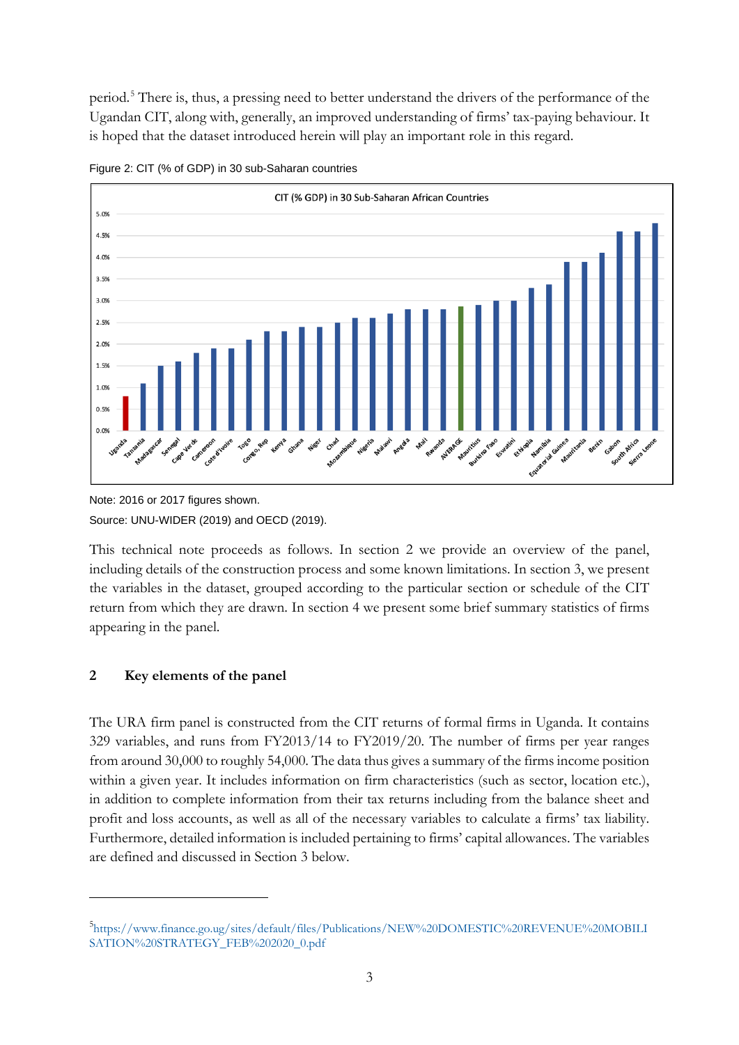period.[5] There is, thus, a pressing need to better understand the drivers of the performance of the Ugandan CIT, along with, generally, an improved understanding of firms' tax-paying behaviour. It is hoped that the dataset introduced herein will play an important role in this regard.

Figure 2: CIT (% of GDP) in 30 sub-Saharan countries

Note: 2016 or 2017 figures shown.

Source: UNU-WIDER (2019) and OECD (2019).

This technical note proceeds as follows. In section 2 we provide an overview of the panel, including details of the construction process and some known limitations. In section 3, we present the variables in the dataset, grouped according to the particular section or schedule of the CIT return from which they are drawn. In section 4 we present some brief summary statistics of firms appearing in the panel.

## 2 Key elements of the panel

The URA firm panel is constructed from the CIT returns of formal firms in Uganda. It contains 329 variables, and runs from FY2013/14 to FY2019/20. The number of firms per year ranges from around 30,000 to roughly 54,000. The data thus gives a summary of the firms income position within a given year. It includes information on firm characteristics (such as sector, location etc.), in addition to complete information from their tax returns including from the balance sheet and profit and loss accounts, as well as all of the necessary variables to calculate a firms' tax liability. Furthermore, detailed information is included pertaining to firms' capital allowances. The variables are defined and discussed in Section 3 below.

[5] https://www.finance.go.ug/sites/default/files/Publications/NEW%20DOMESTIC%20REVENUE%20MOBILISATION%20STRATEGY_FEB%202020_0.pdf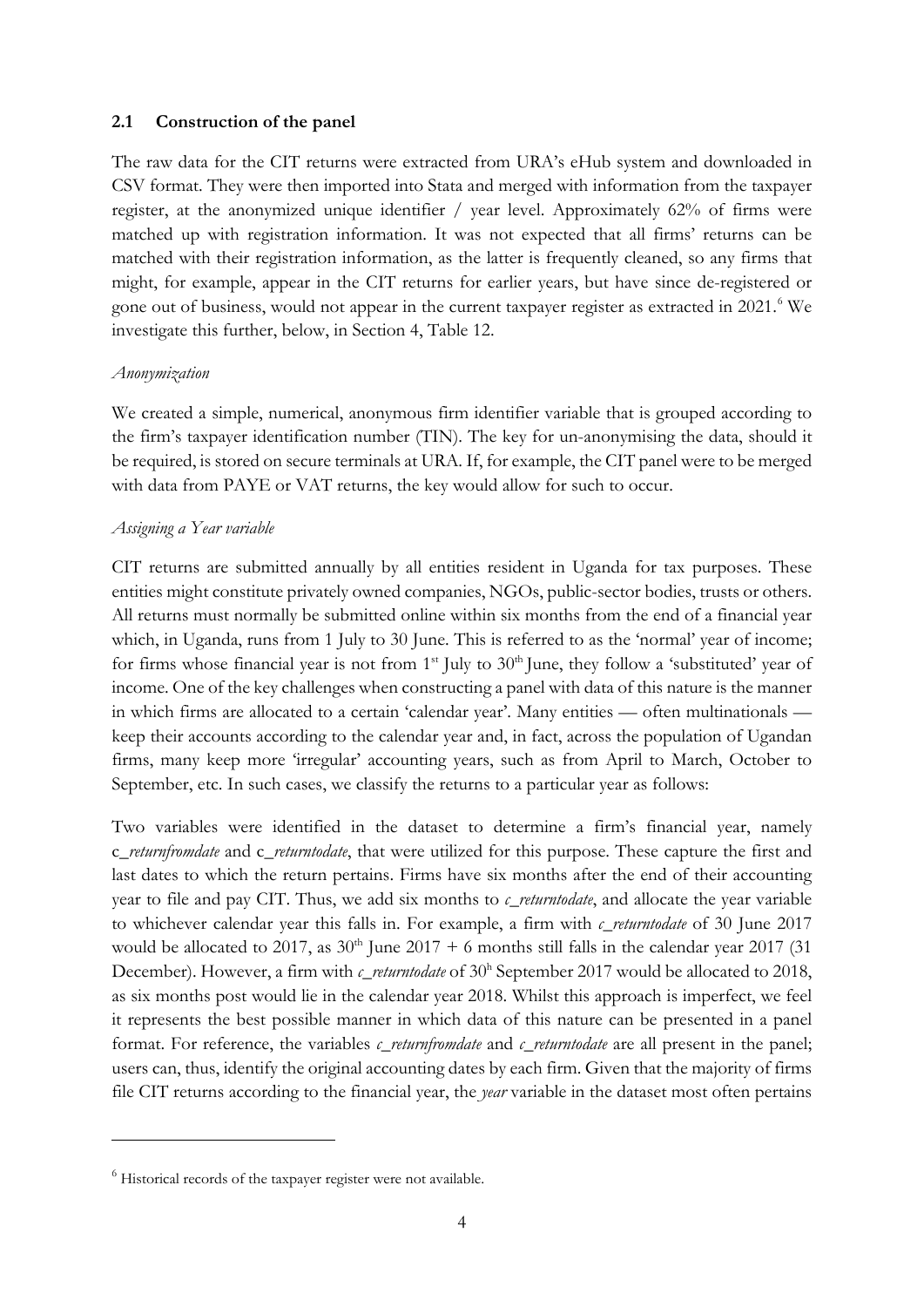## 2.1 Construction of the panel

The raw data for the CIT returns were extracted from URA's eHub system and downloaded in CSV format. They were then imported into Stata and merged with information from the taxpayer register, at the anonymized unique identifier / year level. Approximately 62% of firms were matched up with registration information. It was not expected that all firms' returns can be matched with their registration information, as the latter is frequently cleaned, so any firms that might, for example, appear in the CIT returns for earlier years, but have since de-registered or gone out of business, would not appear in the current taxpayer register as extracted in 2021.[6] We investigate this further, below, in Section 4, Table 12.

*Anonymization*

We created a simple, numerical, anonymous firm identifier variable that is grouped according to the firm's taxpayer identification number (TIN). The key for un-anonymising the data, should it be required, is stored on secure terminals at URA. If, for example, the CIT panel were to be merged with data from PAYE or VAT returns, the key would allow for such to occur.

*Assigning a Year variable*

CIT returns are submitted annually by all entities resident in Uganda for tax purposes. These entities might constitute privately owned companies, NGOs, public-sector bodies, trusts or others. All returns must normally be submitted online within six months from the end of a financial year which, in Uganda, runs from 1 July to 30 June. This is referred to as the 'normal' year of income; for firms whose financial year is not from 1st July to 30th June, they follow a 'substituted' year of income. One of the key challenges when constructing a panel with data of this nature is the manner in which firms are allocated to a certain 'calendar year'. Many entities — often multinationals — keep their accounts according to the calendar year and, in fact, across the population of Ugandan firms, many keep more 'irregular' accounting years, such as from April to March, October to September, etc. In such cases, we classify the returns to a particular year as follows:

Two variables were identified in the dataset to determine a firm's financial year, namely c_*returnfromdate* and c_*returntodate*, that were utilized for this purpose. These capture the first and last dates to which the return pertains. Firms have six months after the end of their accounting year to file and pay CIT. Thus, we add six months to *c_returntodate*, and allocate the year variable to whichever calendar year this falls in. For example, a firm with *c_returntodate* of 30 June 2017 would be allocated to 2017, as 30th June 2017 + 6 months still falls in the calendar year 2017 (31 December). However, a firm with *c_returntodate* of 30h September 2017 would be allocated to 2018, as six months post would lie in the calendar year 2018. Whilst this approach is imperfect, we feel it represents the best possible manner in which data of this nature can be presented in a panel format. For reference, the variables *c_returnfromdate* and *c_returntodate* are all present in the panel; users can, thus, identify the original accounting dates by each firm. Given that the majority of firms file CIT returns according to the financial year, the *year* variable in the dataset most often pertains

[6] Historical records of the taxpayer register were not available.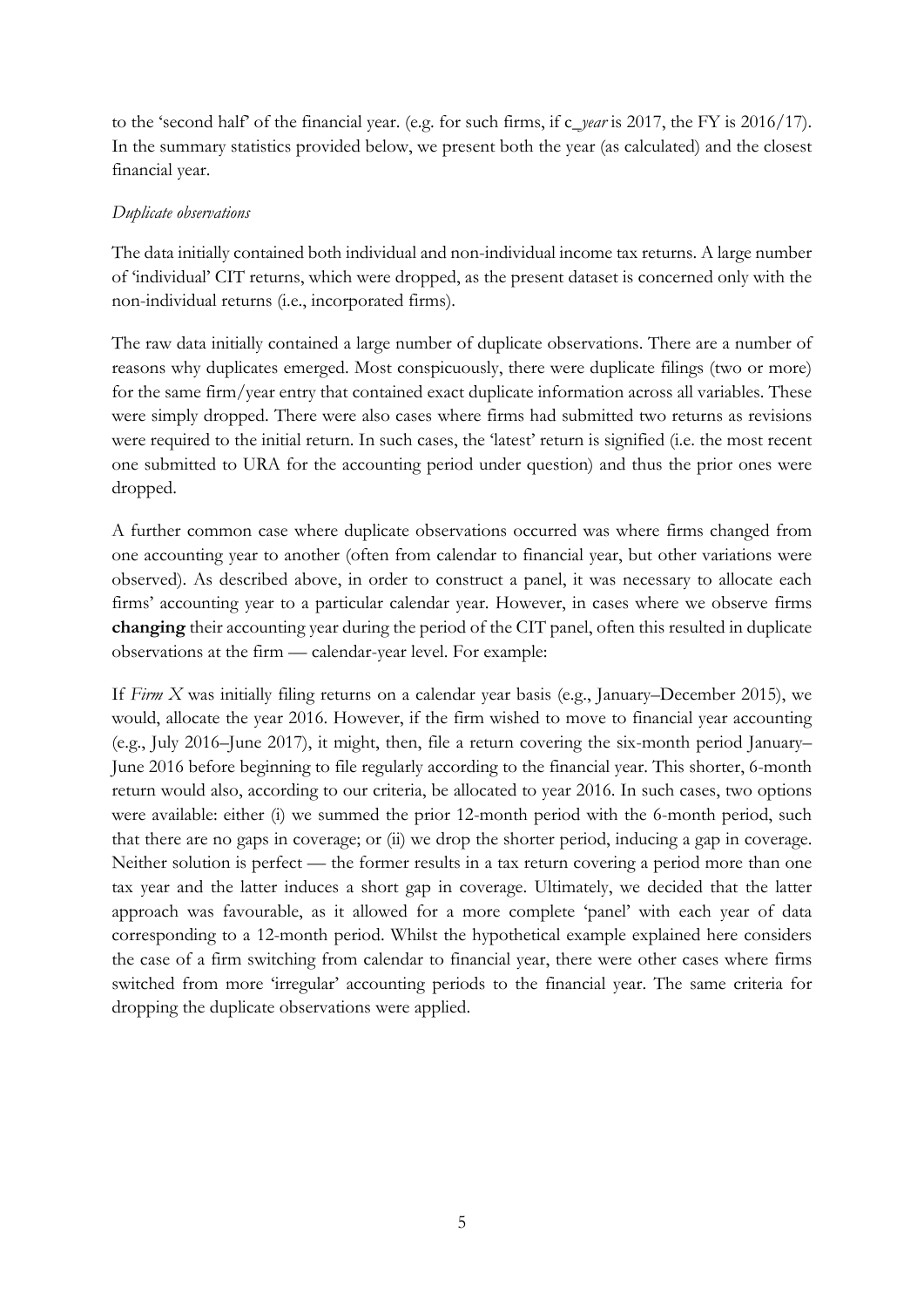to the 'second half' of the financial year. (e.g. for such firms, if c_*year* is 2017, the FY is 2016/17). In the summary statistics provided below, we present both the year (as calculated) and the closest financial year.

*Duplicate observations*

The data initially contained both individual and non-individual income tax returns. A large number of 'individual' CIT returns, which were dropped, as the present dataset is concerned only with the non-individual returns (i.e., incorporated firms).

The raw data initially contained a large number of duplicate observations. There are a number of reasons why duplicates emerged. Most conspicuously, there were duplicate filings (two or more) for the same firm/year entry that contained exact duplicate information across all variables. These were simply dropped. There were also cases where firms had submitted two returns as revisions were required to the initial return. In such cases, the 'latest' return is signified (i.e. the most recent one submitted to URA for the accounting period under question) and thus the prior ones were dropped.

A further common case where duplicate observations occurred was where firms changed from one accounting year to another (often from calendar to financial year, but other variations were observed). As described above, in order to construct a panel, it was necessary to allocate each firms' accounting year to a particular calendar year. However, in cases where we observe firms **changing** their accounting year during the period of the CIT panel, often this resulted in duplicate observations at the firm — calendar-year level. For example:

If *Firm X* was initially filing returns on a calendar year basis (e.g., January–December 2015), we would, allocate the year 2016. However, if the firm wished to move to financial year accounting (e.g., July 2016–June 2017), it might, then, file a return covering the six-month period January–June 2016 before beginning to file regularly according to the financial year. This shorter, 6-month return would also, according to our criteria, be allocated to year 2016. In such cases, two options were available: either (i) we summed the prior 12-month period with the 6-month period, such that there are no gaps in coverage; or (ii) we drop the shorter period, inducing a gap in coverage. Neither solution is perfect — the former results in a tax return covering a period more than one tax year and the latter induces a short gap in coverage. Ultimately, we decided that the latter approach was favourable, as it allowed for a more complete 'panel' with each year of data corresponding to a 12-month period. Whilst the hypothetical example explained here considers the case of a firm switching from calendar to financial year, there were other cases where firms switched from more 'irregular' accounting periods to the financial year. The same criteria for dropping the duplicate observations were applied.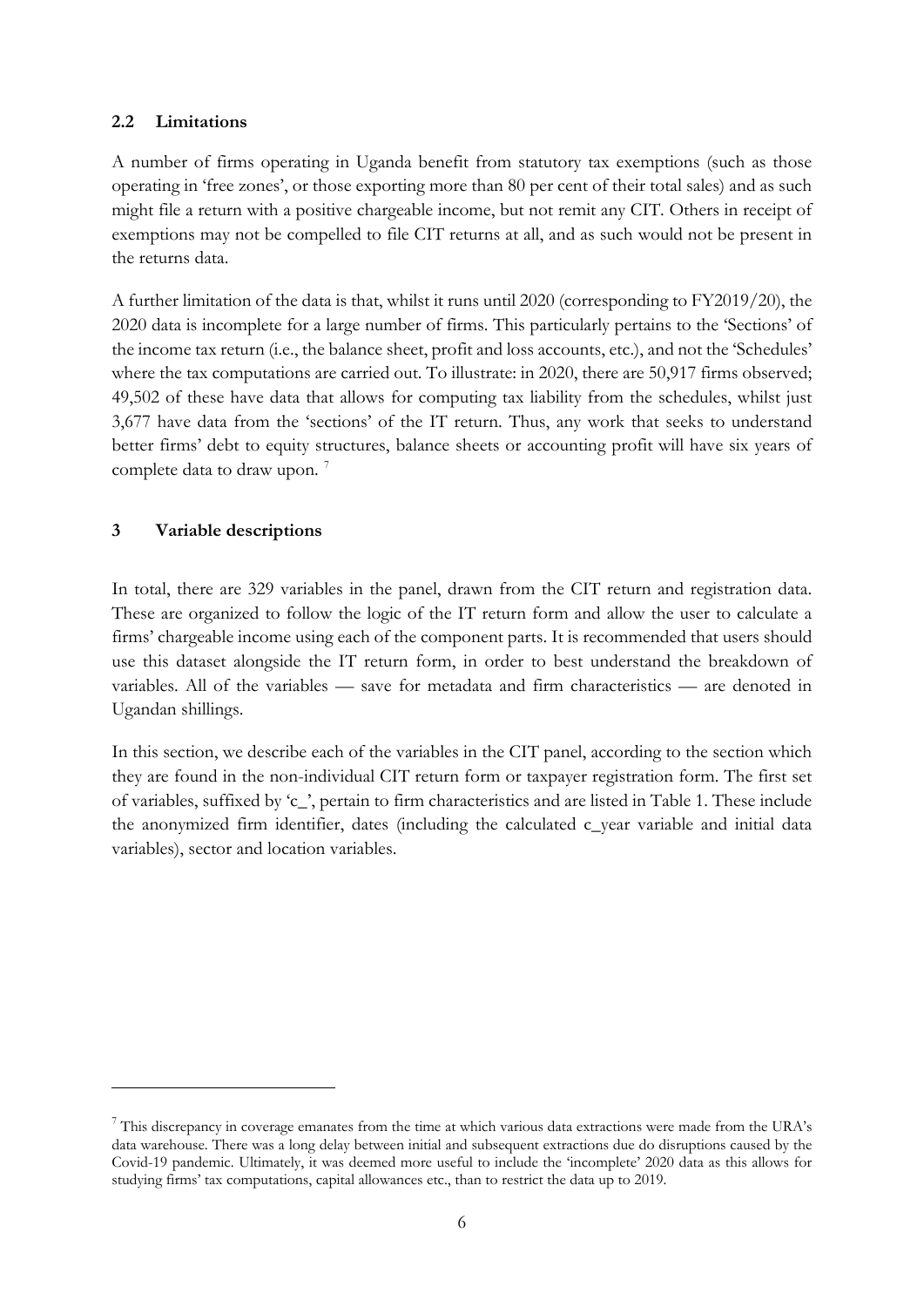## 2.2 Limitations

A number of firms operating in Uganda benefit from statutory tax exemptions (such as those operating in 'free zones', or those exporting more than 80 per cent of their total sales) and as such might file a return with a positive chargeable income, but not remit any CIT. Others in receipt of exemptions may not be compelled to file CIT returns at all, and as such would not be present in the returns data.

A further limitation of the data is that, whilst it runs until 2020 (corresponding to FY2019/20), the 2020 data is incomplete for a large number of firms. This particularly pertains to the 'Sections' of the income tax return (i.e., the balance sheet, profit and loss accounts, etc.), and not the 'Schedules' where the tax computations are carried out. To illustrate: in 2020, there are 50,917 firms observed; 49,502 of these have data that allows for computing tax liability from the schedules, whilst just 3,677 have data from the 'sections' of the IT return. Thus, any work that seeks to understand better firms' debt to equity structures, balance sheets or accounting profit will have six years of complete data to draw upon. [7]

# 3 Variable descriptions

In total, there are 329 variables in the panel, drawn from the CIT return and registration data. These are organized to follow the logic of the IT return form and allow the user to calculate a firms' chargeable income using each of the component parts. It is recommended that users should use this dataset alongside the IT return form, in order to best understand the breakdown of variables. All of the variables — save for metadata and firm characteristics — are denoted in Ugandan shillings.

In this section, we describe each of the variables in the CIT panel, according to the section which they are found in the non-individual CIT return form or taxpayer registration form. The first set of variables, suffixed by 'c_', pertain to firm characteristics and are listed in Table 1. These include the anonymized firm identifier, dates (including the calculated c_year variable and initial data variables), sector and location variables.

---

[7] This discrepancy in coverage emanates from the time at which various data extractions were made from the URA's data warehouse. There was a long delay between initial and subsequent extractions due do disruptions caused by the Covid-19 pandemic. Ultimately, it was deemed more useful to include the 'incomplete' 2020 data as this allows for studying firms' tax computations, capital allowances etc., than to restrict the data up to 2019.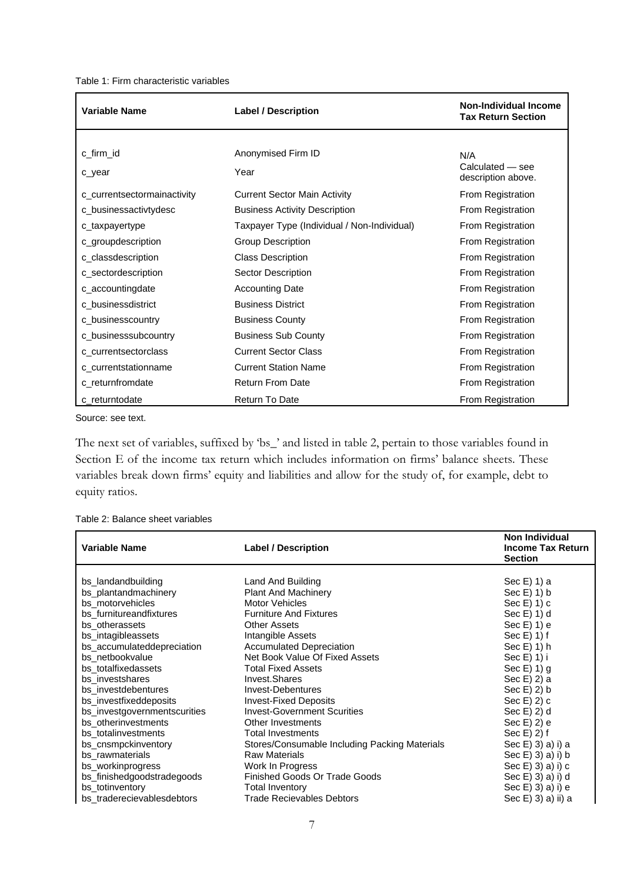Table 1: Firm characteristic variables

| Variable Name | Label / Description | Non-Individual Income Tax Return Section |
|---|---|---|
| c_firm_id | Anonymised Firm ID | N/A |
| c_year | Year | Calculated — see description above. |
| c_currentsectormainactivity | Current Sector Main Activity | From Registration |
| c_businessactivtydesc | Business Activity Description | From Registration |
| c_taxpayertype | Taxpayer Type (Individual / Non-Individual) | From Registration |
| c_groupdescription | Group Description | From Registration |
| c_classdescription | Class Description | From Registration |
| c_sectordescription | Sector Description | From Registration |
| c_accountingdate | Accounting Date | From Registration |
| c_businessdistrict | Business District | From Registration |
| c_businesscountry | Business County | From Registration |
| c_businesssubcountry | Business Sub County | From Registration |
| c_currentsectorclass | Current Sector Class | From Registration |
| c_currentstationname | Current Station Name | From Registration |
| c_returnfromdate | Return From Date | From Registration |
| c_returntodate | Return To Date | From Registration |

Source: see text.

The next set of variables, suffixed by 'bs_' and listed in table 2, pertain to those variables found in Section E of the income tax return which includes information on firms' balance sheets. These variables break down firms' equity and liabilities and allow for the study of, for example, debt to equity ratios.

Table 2: Balance sheet variables

| Variable Name | Label / Description | Non Individual Income Tax Return Section |
|---|---|---|
| bs_landandbuilding | Land And Building | Sec E) 1) a |
| bs_plantandmachinery | Plant And Machinery | Sec E) 1) b |
| bs_motorvehicles | Motor Vehicles | Sec E) 1) c |
| bs_furnitureandfixtures | Furniture And Fixtures | Sec E) 1) d |
| bs_otherassets | Other Assets | Sec E) 1) e |
| bs_intagibleassets | Intangible Assets | Sec E) 1) f |
| bs_accumulateddepreciation | Accumulated Depreciation | Sec E) 1) h |
| bs_netbookvalue | Net Book Value Of Fixed Assets | Sec E) 1) i |
| bs_totalfixedassets | Total Fixed Assets | Sec E) 1) g |
| bs_investshares | Invest.Shares | Sec E) 2) a |
| bs_investdebentures | Invest-Debentures | Sec E) 2) b |
| bs_investfixeddeposits | Invest-Fixed Deposits | Sec E) 2) c |
| bs_investgovernmentscurities | Invest-Government Scurities | Sec E) 2) d |
| bs_otherinvestments | Other Investments | Sec E) 2) e |
| bs_totalinvestments | Total Investments | Sec E) 2) f |
| bs_cnsmpckinventory | Stores/Consumable Including Packing Materials | Sec E) 3) a) i) a |
| bs_rawmaterials | Raw Materials | Sec E) 3) a) i) b |
| bs_workinprogress | Work In Progress | Sec E) 3) a) i) c |
| bs_finishedgoodstradegoods | Finished Goods Or Trade Goods | Sec E) 3) a) i) d |
| bs_totinventory | Total Inventory | Sec E) 3) a) i) e |
| bs_traderecievablesdebtors | Trade Recievables Debtors | Sec E) 3) a) ii) a |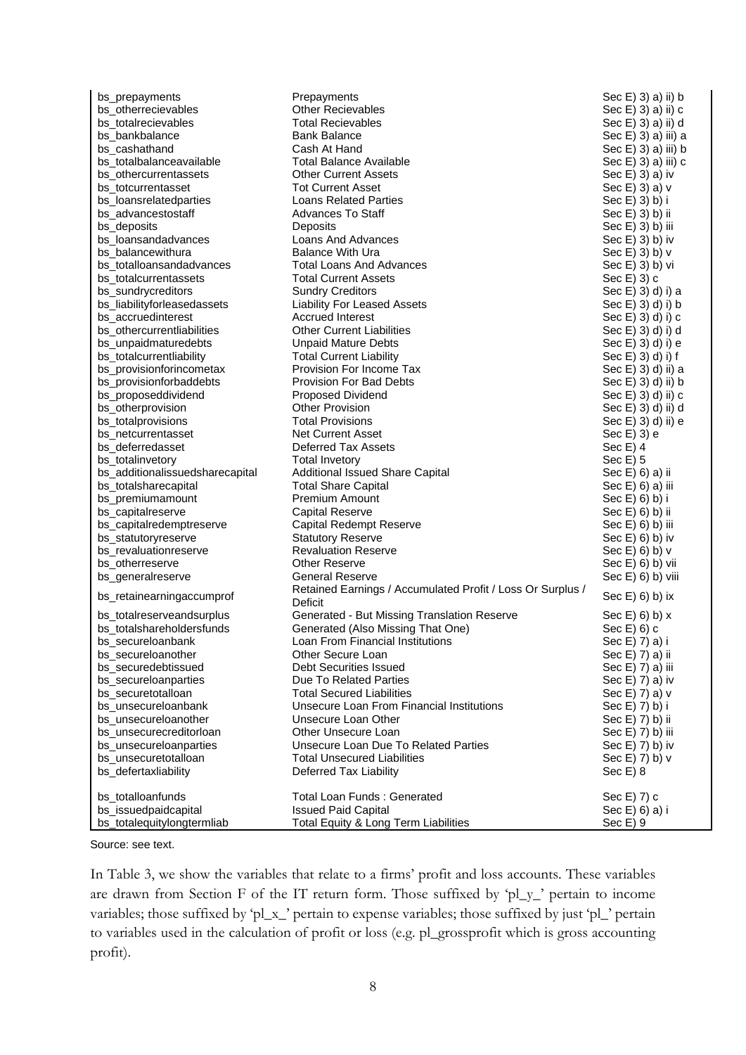| | | |
|---|---|---|
| bs_prepayments | Prepayments | Sec E) 3) a) ii) b |
| bs_otherrecievables | Other Recievables | Sec E) 3) a) ii) c |
| bs_totalrecievables | Total Recievables | Sec E) 3) a) ii) d |
| bs_bankbalance | Bank Balance | Sec E) 3) a) iii) a |
| bs_cashathand | Cash At Hand | Sec E) 3) a) iii) b |
| bs_totalbalanceavailable | Total Balance Available | Sec E) 3) a) iii) c |
| bs_othercurrentassets | Other Current Assets | Sec E) 3) a) iv |
| bs_totcurrentasset | Tot Current Asset | Sec E) 3) a) v |
| bs_loansrelatedparties | Loans Related Parties | Sec E) 3) b) i |
| bs_advancestostaff | Advances To Staff | Sec E) 3) b) ii |
| bs_deposits | Deposits | Sec E) 3) b) iii |
| bs_loansandadvances | Loans And Advances | Sec E) 3) b) iv |
| bs_balancewithura | Balance With Ura | Sec E) 3) b) v |
| bs_totalloansandadvances | Total Loans And Advances | Sec E) 3) b) vi |
| bs_totalcurrentassets | Total Current Assets | Sec E) 3) c |
| bs_sundrycreditors | Sundry Creditors | Sec E) 3) d) i) a |
| bs_liabilityforleasedassets | Liability For Leased Assets | Sec E) 3) d) i) b |
| bs_accruedinterest | Accrued Interest | Sec E) 3) d) i) c |
| bs_othercurrentliabilities | Other Current Liabilities | Sec E) 3) d) i) d |
| bs_unpaidmaturedebts | Unpaid Mature Debts | Sec E) 3) d) i) e |
| bs_totalcurrentliability | Total Current Liability | Sec E) 3) d) i) f |
| bs_provisionforincometax | Provision For Income Tax | Sec E) 3) d) ii) a |
| bs_provisionforbaddebts | Provision For Bad Debts | Sec E) 3) d) ii) b |
| bs_proposeddividend | Proposed Dividend | Sec E) 3) d) ii) c |
| bs_otherprovision | Other Provision | Sec E) 3) d) ii) d |
| bs_totalprovisions | Total Provisions | Sec E) 3) d) ii) e |
| bs_netcurrentasset | Net Current Asset | Sec E) 3) e |
| bs_deferredasset | Deferred Tax Assets | Sec E) 4 |
| bs_totalinvetory | Total Invetory | Sec E) 5 |
| bs_additionalissuedsharecapital | Additional Issued Share Capital | Sec E) 6) a) ii |
| bs_totalsharecapital | Total Share Capital | Sec E) 6) a) iii |
| bs_premiumamount | Premium Amount | Sec E) 6) b) i |
| bs_capitalreserve | Capital Reserve | Sec E) 6) b) ii |
| bs_capitalredemptreserve | Capital Redempt Reserve | Sec E) 6) b) iii |
| bs_statutoryreserve | Statutory Reserve | Sec E) 6) b) iv |
| bs_revaluationreserve | Revaluation Reserve | Sec E) 6) b) v |
| bs_otherreserve | Other Reserve | Sec E) 6) b) vii |
| bs_generalreserve | General Reserve | Sec E) 6) b) viii |
| bs_retainearningaccumprof | Retained Earnings / Accumulated Profit / Loss Or Surplus / Deficit | Sec E) 6) b) ix |
| bs_totalreserveandsurplus | Generated - But Missing Translation Reserve | Sec E) 6) b) x |
| bs_totalshareholdersfunds | Generated (Also Missing That One) | Sec E) 6) c |
| bs_secureloanbank | Loan From Financial Institutions | Sec E) 7) a) i |
| bs_secureloanother | Other Secure Loan | Sec E) 7) a) ii |
| bs_securedebtissued | Debt Securities Issued | Sec E) 7) a) iii |
| bs_secureloanparties | Due To Related Parties | Sec E) 7) a) iv |
| bs_securetotalloan | Total Secured Liabilities | Sec E) 7) a) v |
| bs_unsecureloanbank | Unsecure Loan From Financial Institutions | Sec E) 7) b) i |
| bs_unsecureloanother | Unsecure Loan Other | Sec E) 7) b) ii |
| bs_unsecurecreditorloan | Other Unsecure Loan | Sec E) 7) b) iii |
| bs_unsecureloanparties | Unsecure Loan Due To Related Parties | Sec E) 7) b) iv |
| bs_unsecuretotalloan | Total Unsecured Liabilities | Sec E) 7) b) v |
| bs_defertaxliability | Deferred Tax Liability | Sec E) 8 |
| bs_totalloanfunds | Total Loan Funds : Generated | Sec E) 7) c |
| bs_issuedpaidcapital | Issued Paid Capital | Sec E) 6) a) i |
| bs_totalequitylongtermliab | Total Equity & Long Term Liabilities | Sec E) 9 |

Source: see text.

In Table 3, we show the variables that relate to a firms' profit and loss accounts. These variables are drawn from Section F of the IT return form. Those suffixed by 'pl_y_' pertain to income variables; those suffixed by 'pl_x_' pertain to expense variables; those suffixed by just 'pl_' pertain to variables used in the calculation of profit or loss (e.g. pl_grossprofit which is gross accounting profit).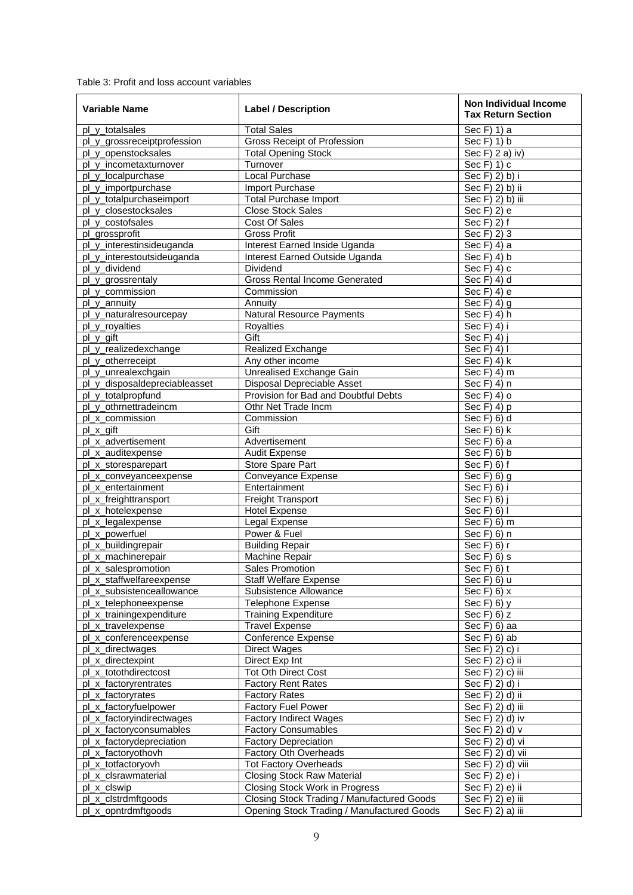Table 3: Profit and loss account variables

| Variable Name | Label / Description | Non Individual Income Tax Return Section |
|---|---|---|
| pl_y_totalsales | Total Sales | Sec F) 1) a |
| pl_y_grossreceiptprofession | Gross Receipt of Profession | Sec F) 1) b |
| pl_y_openstocksales | Total Opening Stock | Sec F) 2 a) iv) |
| pl_y_incometaxturnover | Turnover | Sec F) 1) c |
| pl_y_localpurchase | Local Purchase | Sec F) 2) b) i |
| pl_y_importpurchase | Import Purchase | Sec F) 2) b) ii |
| pl_y_totalpurchaseimport | Total Purchase Import | Sec F) 2) b) iii |
| pl_y_closestocksales | Close Stock Sales | Sec F) 2) e |
| pl_y_costofsales | Cost Of Sales | Sec F) 2) f |
| pl_grossprofit | Gross Profit | Sec F) 2) 3 |
| pl_y_interestinsideuganda | Interest Earned Inside Uganda | Sec F) 4) a |
| pl_y_interestoutsideuganda | Interest Earned Outside Uganda | Sec F) 4) b |
| pl_y_dividend | Dividend | Sec F) 4) c |
| pl_y_grossrentaly | Gross Rental Income Generated | Sec F) 4) d |
| pl_y_commission | Commission | Sec F) 4) e |
| pl_y_annuity | Annuity | Sec F) 4) g |
| pl_y_naturalresourcepay | Natural Resource Payments | Sec F) 4) h |
| pl_y_royalties | Royalties | Sec F) 4) i |
| pl_y_gift | Gift | Sec F) 4) j |
| pl_y_realizedexchange | Realized Exchange | Sec F) 4) l |
| pl_y_otherreceipt | Any other income | Sec F) 4) k |
| pl_y_unrealexchgain | Unrealised Exchange Gain | Sec F) 4) m |
| pl_y_disposaldepreciableasset | Disposal Depreciable Asset | Sec F) 4) n |
| pl_y_totalpropfund | Provision for Bad and Doubtful Debts | Sec F) 4) o |
| pl_y_othrnettradeincm | Othr Net Trade Incm | Sec F) 4) p |
| pl_x_commission | Commission | Sec F) 6) d |
| pl_x_gift | Gift | Sec F) 6) k |
| pl_x_advertisement | Advertisement | Sec F) 6) a |
| pl_x_auditexpense | Audit Expense | Sec F) 6) b |
| pl_x_storesparepart | Store Spare Part | Sec F) 6) f |
| pl_x_conveyanceexpense | Conveyance Expense | Sec F) 6) g |
| pl_x_entertainment | Entertainment | Sec F) 6) i |
| pl_x_freighttransport | Freight Transport | Sec F) 6) j |
| pl_x_hotelexpense | Hotel Expense | Sec F) 6) l |
| pl_x_legalexpense | Legal Expense | Sec F) 6) m |
| pl_x_powerfuel | Power & Fuel | Sec F) 6) n |
| pl_x_buildingrepair | Building Repair | Sec F) 6) r |
| pl_x_machinerepair | Machine Repair | Sec F) 6) s |
| pl_x_salespromotion | Sales Promotion | Sec F) 6) t |
| pl_x_staffwelfareexpense | Staff Welfare Expense | Sec F) 6) u |
| pl_x_subsistenceallowance | Subsistence Allowance | Sec F) 6) x |
| pl_x_telephoneexpense | Telephone Expense | Sec F) 6) y |
| pl_x_trainingexpenditure | Training Expenditure | Sec F) 6) z |
| pl_x_travelexpense | Travel Expense | Sec F) 6) aa |
| pl_x_conferenceexpense | Conference Expense | Sec F) 6) ab |
| pl_x_directwages | Direct Wages | Sec F) 2) c) i |
| pl_x_directexpint | Direct Exp Int | Sec F) 2) c) ii |
| pl_x_totothdirectcost | Tot Oth Direct Cost | Sec F) 2) c) iii |
| pl_x_factoryrentrates | Factory Rent Rates | Sec F) 2) d) i |
| pl_x_factoryrates | Factory Rates | Sec F) 2) d) ii |
| pl_x_factoryfuelpower | Factory Fuel Power | Sec F) 2) d) iii |
| pl_x_factoryindirectwages | Factory Indirect Wages | Sec F) 2) d) iv |
| pl_x_factoryconsumables | Factory Consumables | Sec F) 2) d) v |
| pl_x_factorydepreciation | Factory Depreciation | Sec F) 2) d) vi |
| pl_x_factoryothovh | Factory Oth Overheads | Sec F) 2) d) vii |
| pl_x_totfactoryovh | Tot Factory Overheads | Sec F) 2) d) viii |
| pl_x_clsrawmaterial | Closing Stock Raw Material | Sec F) 2) e) i |
| pl_x_clswip | Closing Stock Work in Progress | Sec F) 2) e) ii |
| pl_x_clstrdmftgoods | Closing Stock Trading / Manufactured Goods | Sec F) 2) e) iii |
| pl_x_opntrdmftgoods | Opening Stock Trading / Manufactured Goods | Sec F) 2) a) iii |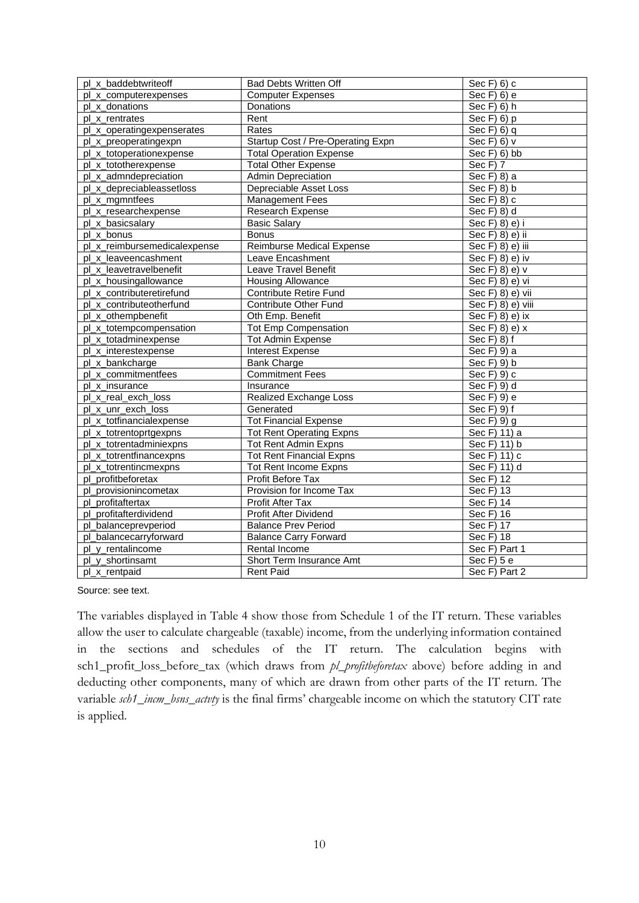| pl_x_baddebtwriteoff | Bad Debts Written Off | Sec F) 6) c |
|---|---|---|
| pl_x_computerexpenses | Computer Expenses | Sec F) 6) e |
| pl_x_donations | Donations | Sec F) 6) h |
| pl_x_rentrates | Rent | Sec F) 6) p |
| pl_x_operatingexpenserates | Rates | Sec F) 6) q |
| pl_x_preoperatingexpn | Startup Cost / Pre-Operating Expn | Sec F) 6) v |
| pl_x_totoperationexpense | Total Operation Expense | Sec F) 6) bb |
| pl_x_tototherexpense | Total Other Expense | Sec F) 7 |
| pl_x_admndepreciation | Admin Depreciation | Sec F) 8) a |
| pl_x_depreciableassetloss | Depreciable Asset Loss | Sec F) 8) b |
| pl_x_mgmntfees | Management Fees | Sec F) 8) c |
| pl_x_researchexpense | Research Expense | Sec F) 8) d |
| pl_x_basicsalary | Basic Salary | Sec F) 8) e) i |
| pl_x_bonus | Bonus | Sec F) 8) e) ii |
| pl_x_reimbursemedicalexpense | Reimburse Medical Expense | Sec F) 8) e) iii |
| pl_x_leaveencashment | Leave Encashment | Sec F) 8) e) iv |
| pl_x_leavetravelbenefit | Leave Travel Benefit | Sec F) 8) e) v |
| pl_x_housingallowance | Housing Allowance | Sec F) 8) e) vi |
| pl_x_contributeretirefund | Contribute Retire Fund | Sec F) 8) e) vii |
| pl_x_contributeotherfund | Contribute Other Fund | Sec F) 8) e) viii |
| pl_x_othempbenefit | Oth Emp. Benefit | Sec F) 8) e) ix |
| pl_x_totempcompensation | Tot Emp Compensation | Sec F) 8) e) x |
| pl_x_totadminexpense | Tot Admin Expense | Sec F) 8) f |
| pl_x_interestexpense | Interest Expense | Sec F) 9) a |
| pl_x_bankcharge | Bank Charge | Sec F) 9) b |
| pl_x_commitmentfees | Commitment Fees | Sec F) 9) c |
| pl_x_insurance | Insurance | Sec F) 9) d |
| pl_x_real_exch_loss | Realized Exchange Loss | Sec F) 9) e |
| pl_x_unr_exch_loss | Generated | Sec F) 9) f |
| pl_x_totfinancialexpense | Tot Financial Expense | Sec F) 9) g |
| pl_x_totrentoprtgexpns | Tot Rent Operating Expns | Sec F) 11) a |
| pl_x_totrentadminiexpns | Tot Rent Admin Expns | Sec F) 11) b |
| pl_x_totrentfinancexpns | Tot Rent Financial Expns | Sec F) 11) c |
| pl_x_totrentincmexpns | Tot Rent Income Expns | Sec F) 11) d |
| pl_profitbeforetax | Profit Before Tax | Sec F) 12 |
| pl_provisionincometax | Provision for Income Tax | Sec F) 13 |
| pl_profitaftertax | Profit After Tax | Sec F) 14 |
| pl_profitafterdividend | Profit After Dividend | Sec F) 16 |
| pl_balanceprevperiod | Balance Prev Period | Sec F) 17 |
| pl_balancecarryforward | Balance Carry Forward | Sec F) 18 |
| pl_y_rentalincome | Rental Income | Sec F) Part 1 |
| pl_y_shortinsamt | Short Term Insurance Amt | Sec F) 5 e |
| pl_x_rentpaid | Rent Paid | Sec F) Part 2 |

Source: see text.

The variables displayed in Table 4 show those from Schedule 1 of the IT return. These variables allow the user to calculate chargeable (taxable) income, from the underlying information contained in the sections and schedules of the IT return. The calculation begins with sch1_profit_loss_before_tax (which draws from *pl_profitbeforetax* above) before adding in and deducting other components, many of which are drawn from other parts of the IT return. The variable *sch1_incm_bsns_actvty* is the final firms' chargeable income on which the statutory CIT rate is applied.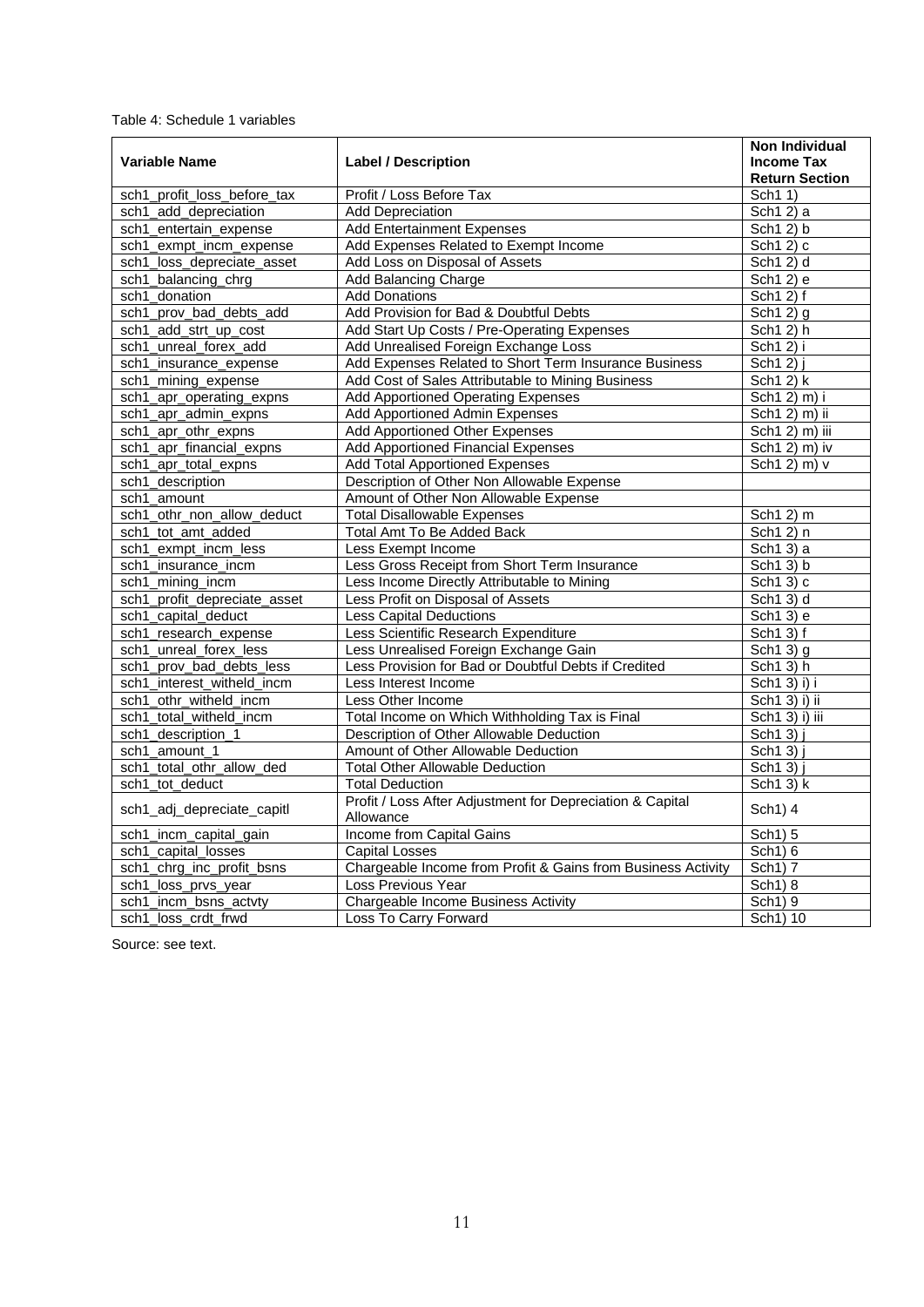Table 4: Schedule 1 variables

| Variable Name | Label / Description | Non Individual Income Tax Return Section |
|---|---|---|
| sch1_profit_loss_before_tax | Profit / Loss Before Tax | Sch1 1) |
| sch1_add_depreciation | Add Depreciation | Sch1 2) a |
| sch1_entertain_expense | Add Entertainment Expenses | Sch1 2) b |
| sch1_exmpt_incm_expense | Add Expenses Related to Exempt Income | Sch1 2) c |
| sch1_loss_depreciate_asset | Add Loss on Disposal of Assets | Sch1 2) d |
| sch1_balancing_chrg | Add Balancing Charge | Sch1 2) e |
| sch1_donation | Add Donations | Sch1 2) f |
| sch1_prov_bad_debts_add | Add Provision for Bad & Doubtful Debts | Sch1 2) g |
| sch1_add_strt_up_cost | Add Start Up Costs / Pre-Operating Expenses | Sch1 2) h |
| sch1_unreal_forex_add | Add Unrealised Foreign Exchange Loss | Sch1 2) i |
| sch1_insurance_expense | Add Expenses Related to Short Term Insurance Business | Sch1 2) j |
| sch1_mining_expense | Add Cost of Sales Attributable to Mining Business | Sch1 2) k |
| sch1_apr_operating_expns | Add Apportioned Operating Expenses | Sch1 2) m) i |
| sch1_apr_admin_expns | Add Apportioned Admin Expenses | Sch1 2) m) ii |
| sch1_apr_othr_expns | Add Apportioned Other Expenses | Sch1 2) m) iii |
| sch1_apr_financial_expns | Add Apportioned Financial Expenses | Sch1 2) m) iv |
| sch1_apr_total_expns | Add Total Apportioned Expenses | Sch1 2) m) v |
| sch1_description | Description of Other Non Allowable Expense | |
| sch1_amount | Amount of Other Non Allowable Expense | |
| sch1_othr_non_allow_deduct | Total Disallowable Expenses | Sch1 2) m |
| sch1_tot_amt_added | Total Amt To Be Added Back | Sch1 2) n |
| sch1_exmpt_incm_less | Less Exempt Income | Sch1 3) a |
| sch1_insurance_incm | Less Gross Receipt from Short Term Insurance | Sch1 3) b |
| sch1_mining_incm | Less Income Directly Attributable to Mining | Sch1 3) c |
| sch1_profit_depreciate_asset | Less Profit on Disposal of Assets | Sch1 3) d |
| sch1_capital_deduct | Less Capital Deductions | Sch1 3) e |
| sch1_research_expense | Less Scientific Research Expenditure | Sch1 3) f |
| sch1_unreal_forex_less | Less Unrealised Foreign Exchange Gain | Sch1 3) g |
| sch1_prov_bad_debts_less | Less Provision for Bad or Doubtful Debts if Credited | Sch1 3) h |
| sch1_interest_witheld_incm | Less Interest Income | Sch1 3) i) i |
| sch1_othr_witheld_incm | Less Other Income | Sch1 3) i) ii |
| sch1_total_witheld_incm | Total Income on Which Withholding Tax is Final | Sch1 3) i) iii |
| sch1_description_1 | Description of Other Allowable Deduction | Sch1 3) j |
| sch1_amount_1 | Amount of Other Allowable Deduction | Sch1 3) j |
| sch1_total_othr_allow_ded | Total Other Allowable Deduction | Sch1 3) j |
| sch1_tot_deduct | Total Deduction | Sch1 3) k |
| sch1_adj_depreciate_capitl | Profit / Loss After Adjustment for Depreciation & Capital Allowance | Sch1) 4 |
| sch1_incm_capital_gain | Income from Capital Gains | Sch1) 5 |
| sch1_capital_losses | Capital Losses | Sch1) 6 |
| sch1_chrg_inc_profit_bsns | Chargeable Income from Profit & Gains from Business Activity | Sch1) 7 |
| sch1_loss_prvs_year | Loss Previous Year | Sch1) 8 |
| sch1_incm_bsns_actvty | Chargeable Income Business Activity | Sch1) 9 |
| sch1_loss_crdt_frwd | Loss To Carry Forward | Sch1) 10 |

Source: see text.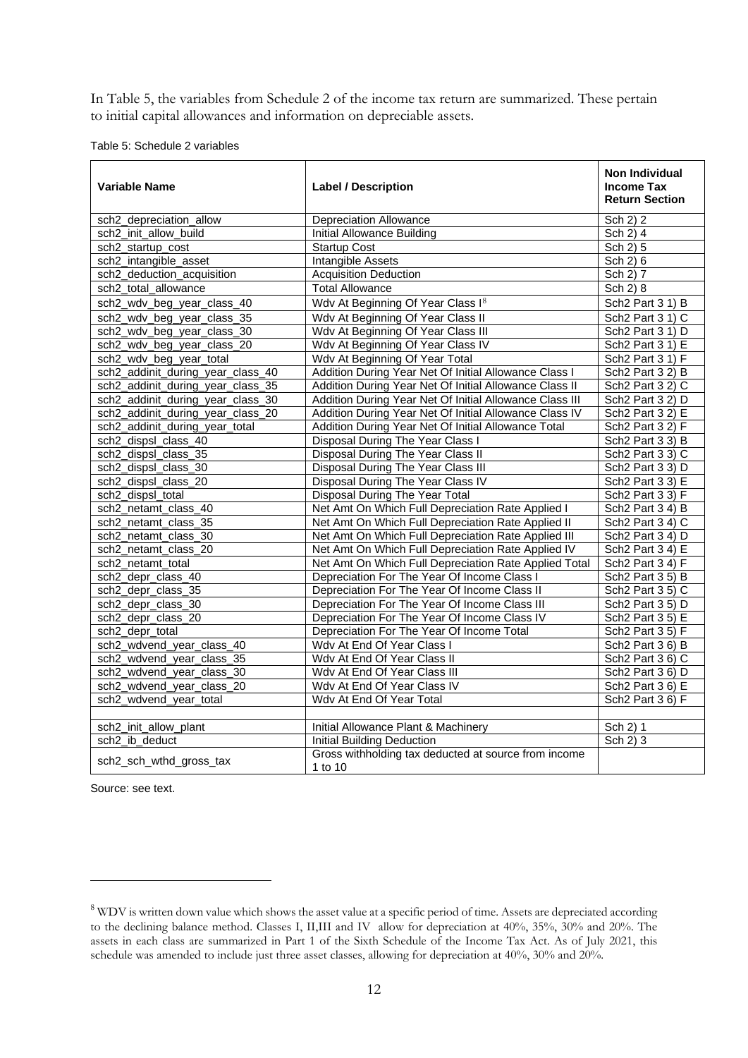In Table 5, the variables from Schedule 2 of the income tax return are summarized. These pertain to initial capital allowances and information on depreciable assets.

Table 5: Schedule 2 variables

| Variable Name | Label / Description | Non Individual Income Tax Return Section |
|---|---|---|
| sch2_depreciation_allow | Depreciation Allowance | Sch 2) 2 |
| sch2_init_allow_build | Initial Allowance Building | Sch 2) 4 |
| sch2_startup_cost | Startup Cost | Sch 2) 5 |
| sch2_intangible_asset | Intangible Assets | Sch 2) 6 |
| sch2_deduction_acquisition | Acquisition Deduction | Sch 2) 7 |
| sch2_total_allowance | Total Allowance | Sch 2) 8 |
| sch2_wdv_beg_year_class_40 | Wdv At Beginning Of Year Class I[8] | Sch2 Part 3 1) B |
| sch2_wdv_beg_year_class_35 | Wdv At Beginning Of Year Class II | Sch2 Part 3 1) C |
| sch2_wdv_beg_year_class_30 | Wdv At Beginning Of Year Class III | Sch2 Part 3 1) D |
| sch2_wdv_beg_year_class_20 | Wdv At Beginning Of Year Class IV | Sch2 Part 3 1) E |
| sch2_wdv_beg_year_total | Wdv At Beginning Of Year Total | Sch2 Part 3 1) F |
| sch2_addinit_during_year_class_40 | Addition During Year Net Of Initial Allowance Class I | Sch2 Part 3 2) B |
| sch2_addinit_during_year_class_35 | Addition During Year Net Of Initial Allowance Class II | Sch2 Part 3 2) C |
| sch2_addinit_during_year_class_30 | Addition During Year Net Of Initial Allowance Class III | Sch2 Part 3 2) D |
| sch2_addinit_during_year_class_20 | Addition During Year Net Of Initial Allowance Class IV | Sch2 Part 3 2) E |
| sch2_addinit_during_year_total | Addition During Year Net Of Initial Allowance Total | Sch2 Part 3 2) F |
| sch2_dispsl_class_40 | Disposal During The Year Class I | Sch2 Part 3 3) B |
| sch2_dispsl_class_35 | Disposal During The Year Class II | Sch2 Part 3 3) C |
| sch2_dispsl_class_30 | Disposal During The Year Class III | Sch2 Part 3 3) D |
| sch2_dispsl_class_20 | Disposal During The Year Class IV | Sch2 Part 3 3) E |
| sch2_dispsl_total | Disposal During The Year Total | Sch2 Part 3 3) F |
| sch2_netamt_class_40 | Net Amt On Which Full Depreciation Rate Applied I | Sch2 Part 3 4) B |
| sch2_netamt_class_35 | Net Amt On Which Full Depreciation Rate Applied II | Sch2 Part 3 4) C |
| sch2_netamt_class_30 | Net Amt On Which Full Depreciation Rate Applied III | Sch2 Part 3 4) D |
| sch2_netamt_class_20 | Net Amt On Which Full Depreciation Rate Applied IV | Sch2 Part 3 4) E |
| sch2_netamt_total | Net Amt On Which Full Depreciation Rate Applied Total | Sch2 Part 3 4) F |
| sch2_depr_class_40 | Depreciation For The Year Of Income Class I | Sch2 Part 3 5) B |
| sch2_depr_class_35 | Depreciation For The Year Of Income Class II | Sch2 Part 3 5) C |
| sch2_depr_class_30 | Depreciation For The Year Of Income Class III | Sch2 Part 3 5) D |
| sch2_depr_class_20 | Depreciation For The Year Of Income Class IV | Sch2 Part 3 5) E |
| sch2_depr_total | Depreciation For The Year Of Income Total | Sch2 Part 3 5) F |
| sch2_wdvend_year_class_40 | Wdv At End Of Year Class I | Sch2 Part 3 6) B |
| sch2_wdvend_year_class_35 | Wdv At End Of Year Class II | Sch2 Part 3 6) C |
| sch2_wdvend_year_class_30 | Wdv At End Of Year Class III | Sch2 Part 3 6) D |
| sch2_wdvend_year_class_20 | Wdv At End Of Year Class IV | Sch2 Part 3 6) E |
| sch2_wdvend_year_total | Wdv At End Of Year Total | Sch2 Part 3 6) F |
| | | |
| sch2_init_allow_plant | Initial Allowance Plant & Machinery | Sch 2) 1 |
| sch2_ib_deduct | Initial Building Deduction | Sch 2) 3 |
| sch2_sch_wthd_gross_tax | Gross withholding tax deducted at source from income 1 to 10 | |

Source: see text.

[8] WDV is written down value which shows the asset value at a specific period of time. Assets are depreciated according to the declining balance method. Classes I, II,III and IV allow for depreciation at 40%, 35%, 30% and 20%. The assets in each class are summarized in Part 1 of the Sixth Schedule of the Income Tax Act. As of July 2021, this schedule was amended to include just three asset classes, allowing for depreciation at 40%, 30% and 20%.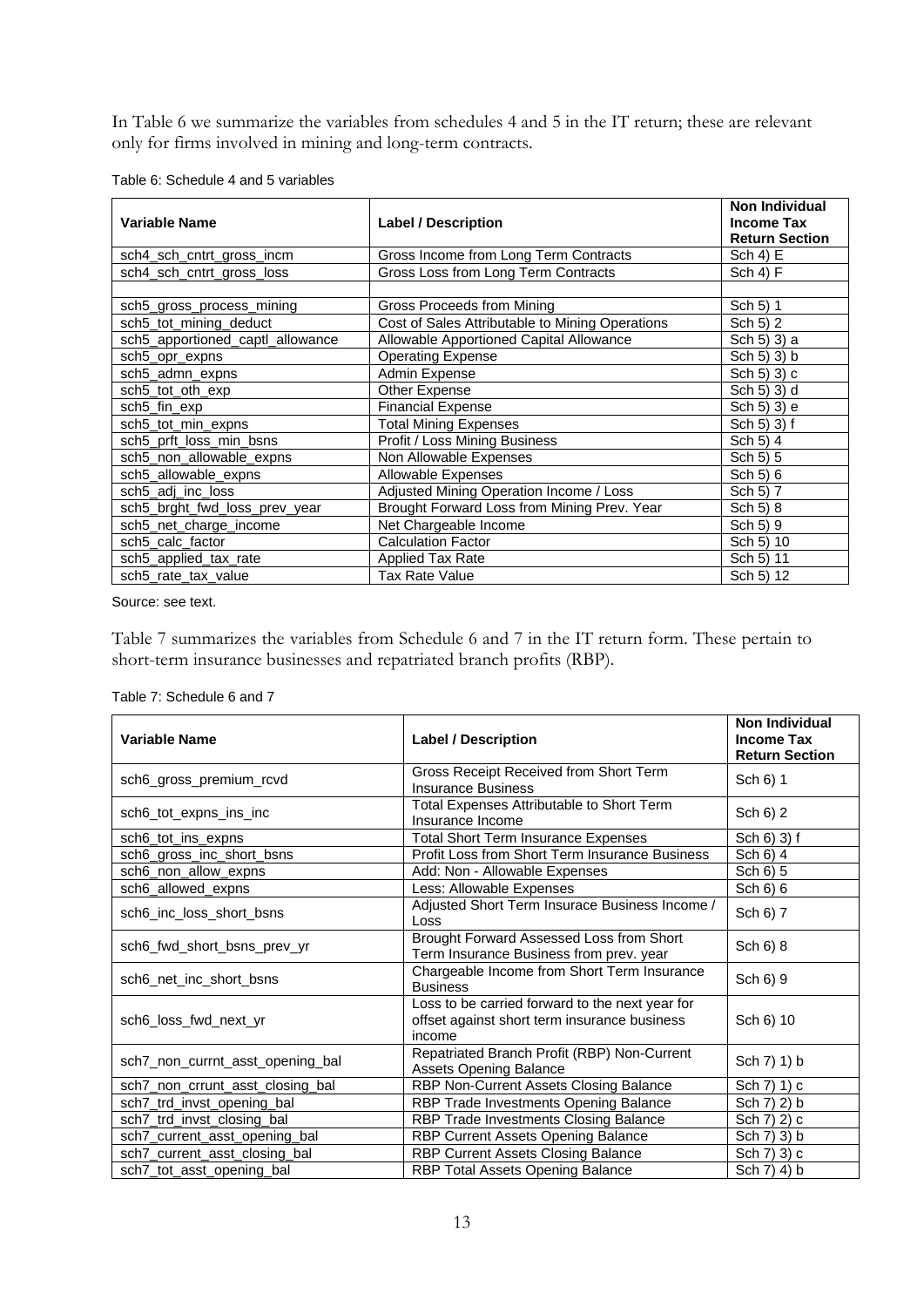In Table 6 we summarize the variables from schedules 4 and 5 in the IT return; these are relevant only for firms involved in mining and long-term contracts.

Table 6: Schedule 4 and 5 variables

| Variable Name | Label / Description | Non Individual Income Tax Return Section |
|---|---|---|
| sch4_sch_cntrt_gross_incm | Gross Income from Long Term Contracts | Sch 4) E |
| sch4_sch_cntrt_gross_loss | Gross Loss from Long Term Contracts | Sch 4) F |
| | | |
| sch5_gross_process_mining | Gross Proceeds from Mining | Sch 5) 1 |
| sch5_tot_mining_deduct | Cost of Sales Attributable to Mining Operations | Sch 5) 2 |
| sch5_apportioned_captl_allowance | Allowable Apportioned Capital Allowance | Sch 5) 3) a |
| sch5_opr_expns | Operating Expense | Sch 5) 3) b |
| sch5_admn_expns | Admin Expense | Sch 5) 3) c |
| sch5_tot_oth_exp | Other Expense | Sch 5) 3) d |
| sch5_fin_exp | Financial Expense | Sch 5) 3) e |
| sch5_tot_min_expns | Total Mining Expenses | Sch 5) 3) f |
| sch5_prft_loss_min_bsns | Profit / Loss Mining Business | Sch 5) 4 |
| sch5_non_allowable_expns | Non Allowable Expenses | Sch 5) 5 |
| sch5_allowable_expns | Allowable Expenses | Sch 5) 6 |
| sch5_adj_inc_loss | Adjusted Mining Operation Income / Loss | Sch 5) 7 |
| sch5_brght_fwd_loss_prev_year | Brought Forward Loss from Mining Prev. Year | Sch 5) 8 |
| sch5_net_charge_income | Net Chargeable Income | Sch 5) 9 |
| sch5_calc_factor | Calculation Factor | Sch 5) 10 |
| sch5_applied_tax_rate | Applied Tax Rate | Sch 5) 11 |
| sch5_rate_tax_value | Tax Rate Value | Sch 5) 12 |

Source: see text.

Table 7 summarizes the variables from Schedule 6 and 7 in the IT return form. These pertain to short-term insurance businesses and repatriated branch profits (RBP).

Table 7: Schedule 6 and 7

| Variable Name | Label / Description | Non Individual Income Tax Return Section |
|---|---|---|
| sch6_gross_premium_rcvd | Gross Receipt Received from Short Term Insurance Business | Sch 6) 1 |
| sch6_tot_expns_ins_inc | Total Expenses Attributable to Short Term Insurance Income | Sch 6) 2 |
| sch6_tot_ins_expns | Total Short Term Insurance Expenses | Sch 6) 3) f |
| sch6_gross_inc_short_bsns | Profit Loss from Short Term Insurance Business | Sch 6) 4 |
| sch6_non_allow_expns | Add: Non - Allowable Expenses | Sch 6) 5 |
| sch6_allowed_expns | Less: Allowable Expenses | Sch 6) 6 |
| sch6_inc_loss_short_bsns | Adjusted Short Term Insurace Business Income / Loss | Sch 6) 7 |
| sch6_fwd_short_bsns_prev_yr | Brought Forward Assessed Loss from Short Term Insurance Business from prev. year | Sch 6) 8 |
| sch6_net_inc_short_bsns | Chargeable Income from Short Term Insurance Business | Sch 6) 9 |
| sch6_loss_fwd_next_yr | Loss to be carried forward to the next year for offset against short term insurance business income | Sch 6) 10 |
| sch7_non_currnt_asst_opening_bal | Repatriated Branch Profit (RBP) Non-Current Assets Opening Balance | Sch 7) 1) b |
| sch7_non_crrunt_asst_closing_bal | RBP Non-Current Assets Closing Balance | Sch 7) 1) c |
| sch7_trd_invst_opening_bal | RBP Trade Investments Opening Balance | Sch 7) 2) b |
| sch7_trd_invst_closing_bal | RBP Trade Investments Closing Balance | Sch 7) 2) c |
| sch7_current_asst_opening_bal | RBP Current Assets Opening Balance | Sch 7) 3) b |
| sch7_current_asst_closing_bal | RBP Current Assets Closing Balance | Sch 7) 3) c |
| sch7_tot_asst_opening_bal | RBP Total Assets Opening Balance | Sch 7) 4) b |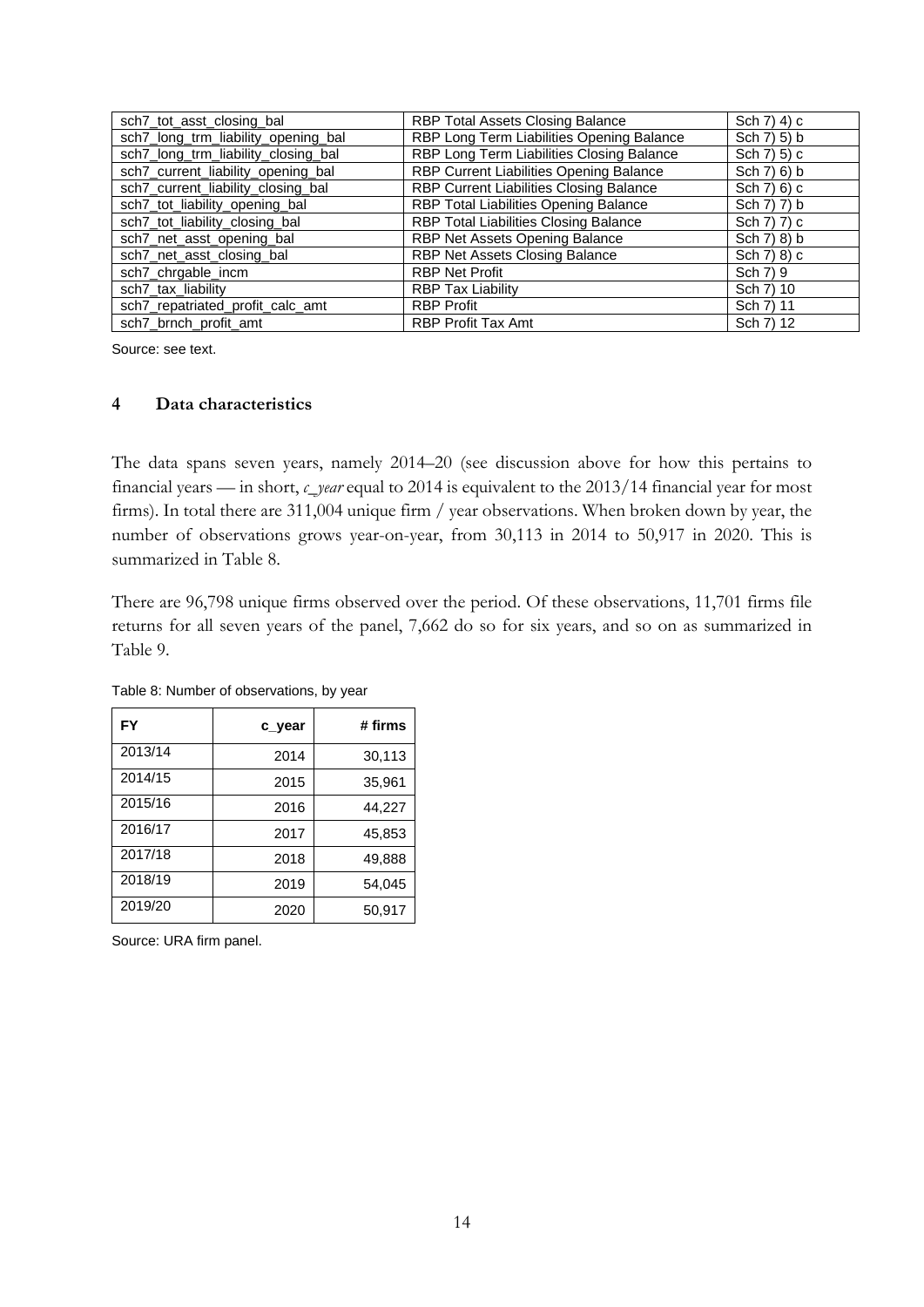| sch7_tot_asst_closing_bal | RBP Total Assets Closing Balance | Sch 7) 4) c |
|---|---|---|
| sch7_long_trm_liability_opening_bal | RBP Long Term Liabilities Opening Balance | Sch 7) 5) b |
| sch7_long_trm_liability_closing_bal | RBP Long Term Liabilities Closing Balance | Sch 7) 5) c |
| sch7_current_liability_opening_bal | RBP Current Liabilities Opening Balance | Sch 7) 6) b |
| sch7_current_liability_closing_bal | RBP Current Liabilities Closing Balance | Sch 7) 6) c |
| sch7_tot_liability_opening_bal | RBP Total Liabilities Opening Balance | Sch 7) 7) b |
| sch7_tot_liability_closing_bal | RBP Total Liabilities Closing Balance | Sch 7) 7) c |
| sch7_net_asst_opening_bal | RBP Net Assets Opening Balance | Sch 7) 8) b |
| sch7_net_asst_closing_bal | RBP Net Assets Closing Balance | Sch 7) 8) c |
| sch7_chrgable_incm | RBP Net Profit | Sch 7) 9 |
| sch7_tax_liability | RBP Tax Liability | Sch 7) 10 |
| sch7_repatriated_profit_calc_amt | RBP Profit | Sch 7) 11 |
| sch7_brnch_profit_amt | RBP Profit Tax Amt | Sch 7) 12 |

Source: see text.

## 4 Data characteristics

The data spans seven years, namely 2014–20 (see discussion above for how this pertains to financial years — in short, *c_year* equal to 2014 is equivalent to the 2013/14 financial year for most firms). In total there are 311,004 unique firm / year observations. When broken down by year, the number of observations grows year-on-year, from 30,113 in 2014 to 50,917 in 2020. This is summarized in Table 8.

There are 96,798 unique firms observed over the period. Of these observations, 11,701 firms file returns for all seven years of the panel, 7,662 do so for six years, and so on as summarized in Table 9.

Table 8: Number of observations, by year

| FY | c_year | # firms |
|---|---|---|
| 2013/14 | 2014 | 30,113 |
| 2014/15 | 2015 | 35,961 |
| 2015/16 | 2016 | 44,227 |
| 2016/17 | 2017 | 45,853 |
| 2017/18 | 2018 | 49,888 |
| 2018/19 | 2019 | 54,045 |
| 2019/20 | 2020 | 50,917 |

Source: URA firm panel.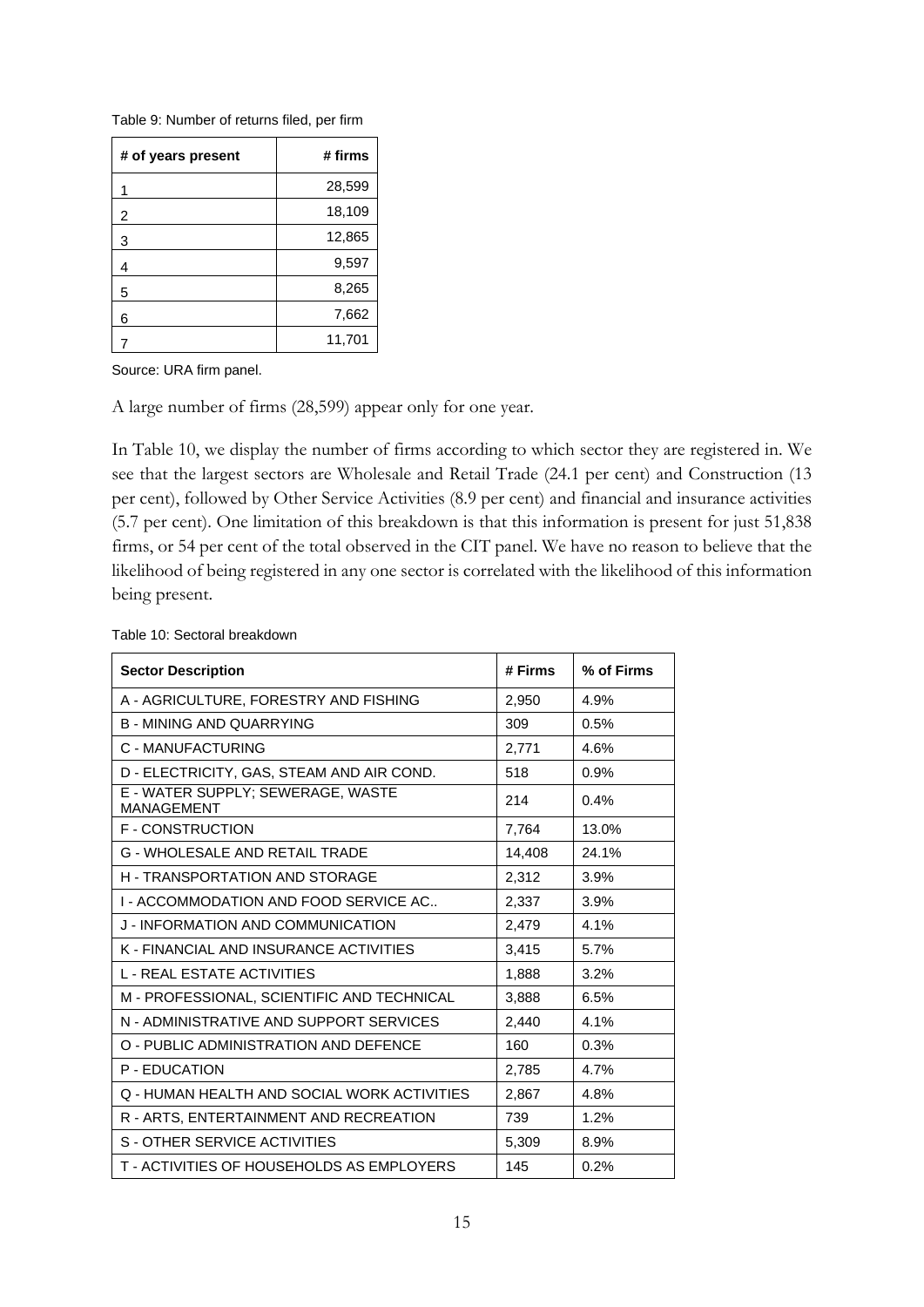Table 9: Number of returns filed, per firm

| # of years present | # firms |
|---|---|
| 1 | 28,599 |
| 2 | 18,109 |
| 3 | 12,865 |
| 4 | 9,597 |
| 5 | 8,265 |
| 6 | 7,662 |
| 7 | 11,701 |

Source: URA firm panel.

A large number of firms (28,599) appear only for one year.

In Table 10, we display the number of firms according to which sector they are registered in. We see that the largest sectors are Wholesale and Retail Trade (24.1 per cent) and Construction (13 per cent), followed by Other Service Activities (8.9 per cent) and financial and insurance activities (5.7 per cent). One limitation of this breakdown is that this information is present for just 51,838 firms, or 54 per cent of the total observed in the CIT panel. We have no reason to believe that the likelihood of being registered in any one sector is correlated with the likelihood of this information being present.

Table 10: Sectoral breakdown

| Sector Description | # Firms | % of Firms |
|---|---|---|
| A - AGRICULTURE, FORESTRY AND FISHING | 2,950 | 4.9% |
| B - MINING AND QUARRYING | 309 | 0.5% |
| C - MANUFACTURING | 2,771 | 4.6% |
| D - ELECTRICITY, GAS, STEAM AND AIR COND. | 518 | 0.9% |
| E - WATER SUPPLY; SEWERAGE, WASTE MANAGEMENT | 214 | 0.4% |
| F - CONSTRUCTION | 7,764 | 13.0% |
| G - WHOLESALE AND RETAIL TRADE | 14,408 | 24.1% |
| H - TRANSPORTATION AND STORAGE | 2,312 | 3.9% |
| I - ACCOMMODATION AND FOOD SERVICE AC.. | 2,337 | 3.9% |
| J - INFORMATION AND COMMUNICATION | 2,479 | 4.1% |
| K - FINANCIAL AND INSURANCE ACTIVITIES | 3,415 | 5.7% |
| L - REAL ESTATE ACTIVITIES | 1,888 | 3.2% |
| M - PROFESSIONAL, SCIENTIFIC AND TECHNICAL | 3,888 | 6.5% |
| N - ADMINISTRATIVE AND SUPPORT SERVICES | 2,440 | 4.1% |
| O - PUBLIC ADMINISTRATION AND DEFENCE | 160 | 0.3% |
| P - EDUCATION | 2,785 | 4.7% |
| Q - HUMAN HEALTH AND SOCIAL WORK ACTIVITIES | 2,867 | 4.8% |
| R - ARTS, ENTERTAINMENT AND RECREATION | 739 | 1.2% |
| S - OTHER SERVICE ACTIVITIES | 5,309 | 8.9% |
| T - ACTIVITIES OF HOUSEHOLDS AS EMPLOYERS | 145 | 0.2% |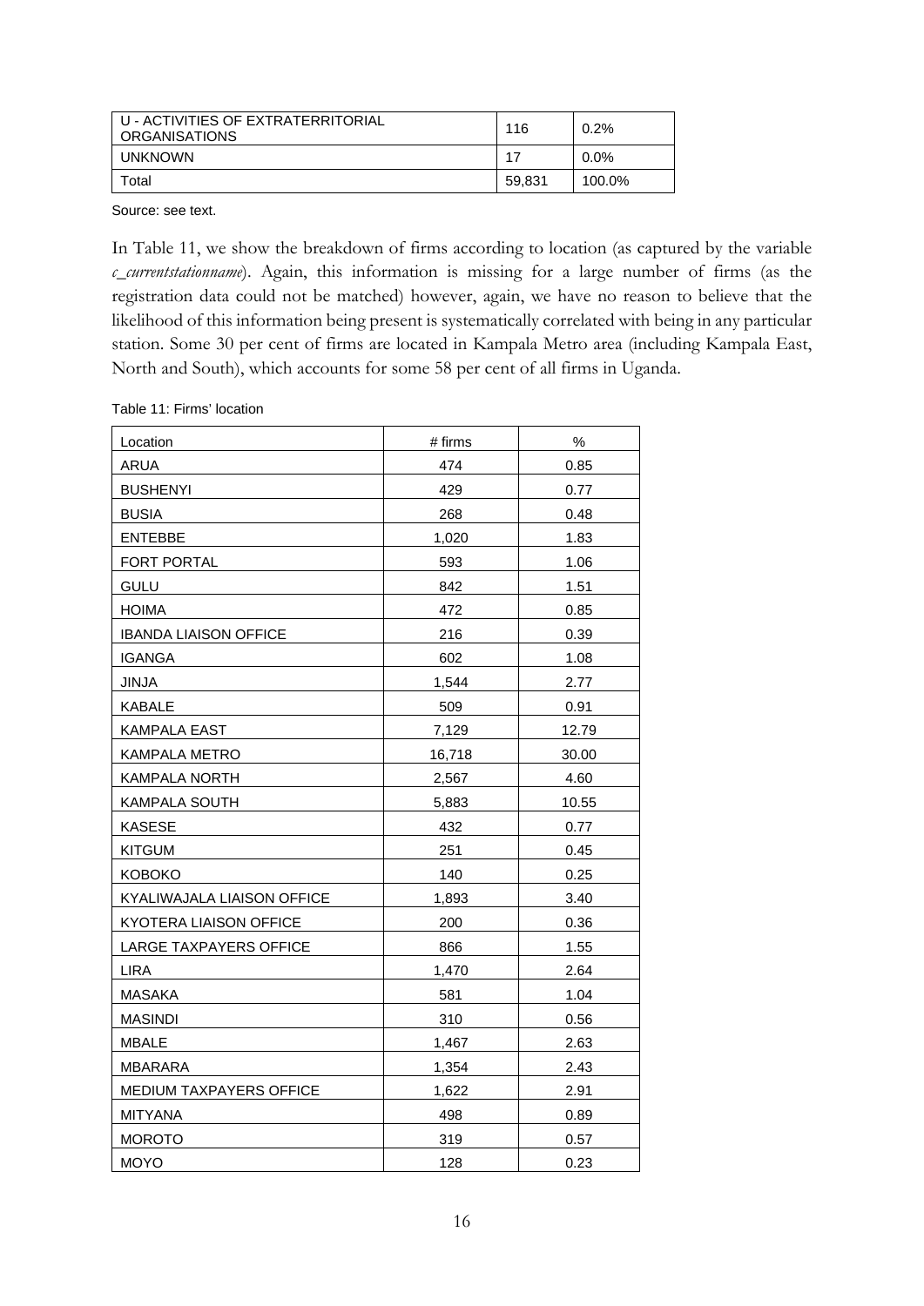| U - ACTIVITIES OF EXTRATERRITORIAL ORGANISATIONS | 116 | 0.2% |
| --- | --- | --- |
| UNKNOWN | 17 | 0.0% |
| Total | 59,831 | 100.0% |

Source: see text.

In Table 11, we show the breakdown of firms according to location (as captured by the variable *c_currentstationname*). Again, this information is missing for a large number of firms (as the registration data could not be matched) however, again, we have no reason to believe that the likelihood of this information being present is systematically correlated with being in any particular station. Some 30 per cent of firms are located in Kampala Metro area (including Kampala East, North and South), which accounts for some 58 per cent of all firms in Uganda.

Table 11: Firms' location

| Location | # firms | % |
| --- | --- | --- |
| ARUA | 474 | 0.85 |
| BUSHENYI | 429 | 0.77 |
| BUSIA | 268 | 0.48 |
| ENTEBBE | 1,020 | 1.83 |
| FORT PORTAL | 593 | 1.06 |
| GULU | 842 | 1.51 |
| HOIMA | 472 | 0.85 |
| IBANDA LIAISON OFFICE | 216 | 0.39 |
| IGANGA | 602 | 1.08 |
| JINJA | 1,544 | 2.77 |
| KABALE | 509 | 0.91 |
| KAMPALA EAST | 7,129 | 12.79 |
| KAMPALA METRO | 16,718 | 30.00 |
| KAMPALA NORTH | 2,567 | 4.60 |
| KAMPALA SOUTH | 5,883 | 10.55 |
| KASESE | 432 | 0.77 |
| KITGUM | 251 | 0.45 |
| KOBOKO | 140 | 0.25 |
| KYALIWAJALA LIAISON OFFICE | 1,893 | 3.40 |
| KYOTERA LIAISON OFFICE | 200 | 0.36 |
| LARGE TAXPAYERS OFFICE | 866 | 1.55 |
| LIRA | 1,470 | 2.64 |
| MASAKA | 581 | 1.04 |
| MASINDI | 310 | 0.56 |
| MBALE | 1,467 | 2.63 |
| MBARARA | 1,354 | 2.43 |
| MEDIUM TAXPAYERS OFFICE | 1,622 | 2.91 |
| MITYANA | 498 | 0.89 |
| MOROTO | 319 | 0.57 |
| MOYO | 128 | 0.23 |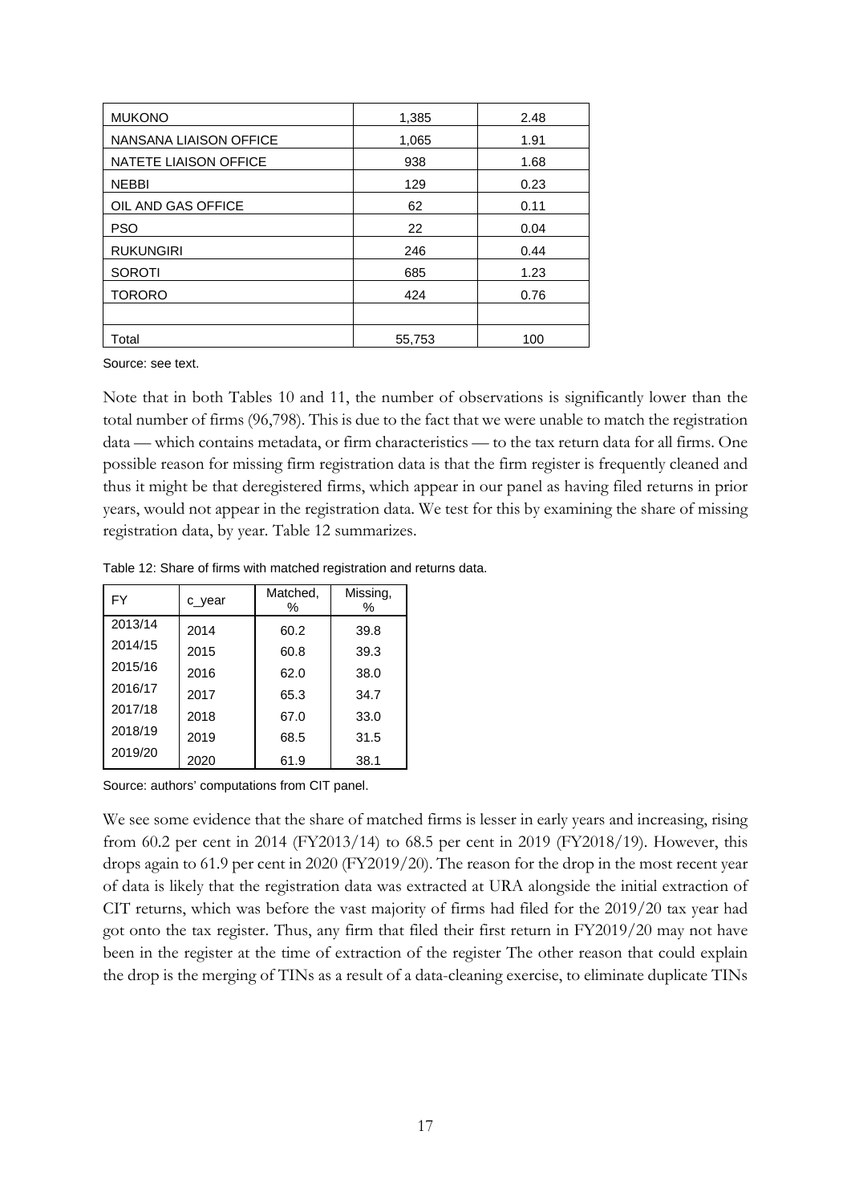| MUKONO | 1,385 | 2.48 |
|---|---|---|
| NANSANA LIAISON OFFICE | 1,065 | 1.91 |
| NATETE LIAISON OFFICE | 938 | 1.68 |
| NEBBI | 129 | 0.23 |
| OIL AND GAS OFFICE | 62 | 0.11 |
| PSO | 22 | 0.04 |
| RUKUNGIRI | 246 | 0.44 |
| SOROTI | 685 | 1.23 |
| TORORO | 424 | 0.76 |
| | | |
| Total | 55,753 | 100 |

Source: see text.

Note that in both Tables 10 and 11, the number of observations is significantly lower than the total number of firms (96,798). This is due to the fact that we were unable to match the registration data — which contains metadata, or firm characteristics — to the tax return data for all firms. One possible reason for missing firm registration data is that the firm register is frequently cleaned and thus it might be that deregistered firms, which appear in our panel as having filed returns in prior years, would not appear in the registration data. We test for this by examining the share of missing registration data, by year. Table 12 summarizes.

Table 12: Share of firms with matched registration and returns data.

| FY | c_year | Matched, % | Missing, % |
|---|---|---|---|
| 2013/14 | 2014 | 60.2 | 39.8 |
| 2014/15 | 2015 | 60.8 | 39.3 |
| 2015/16 | 2016 | 62.0 | 38.0 |
| 2016/17 | 2017 | 65.3 | 34.7 |
| 2017/18 | 2018 | 67.0 | 33.0 |
| 2018/19 | 2019 | 68.5 | 31.5 |
| 2019/20 | 2020 | 61.9 | 38.1 |

Source: authors' computations from CIT panel.

We see some evidence that the share of matched firms is lesser in early years and increasing, rising from 60.2 per cent in 2014 (FY2013/14) to 68.5 per cent in 2019 (FY2018/19). However, this drops again to 61.9 per cent in 2020 (FY2019/20). The reason for the drop in the most recent year of data is likely that the registration data was extracted at URA alongside the initial extraction of CIT returns, which was before the vast majority of firms had filed for the 2019/20 tax year had got onto the tax register. Thus, any firm that filed their first return in FY2019/20 may not have been in the register at the time of extraction of the register The other reason that could explain the drop is the merging of TINs as a result of a data-cleaning exercise, to eliminate duplicate TINs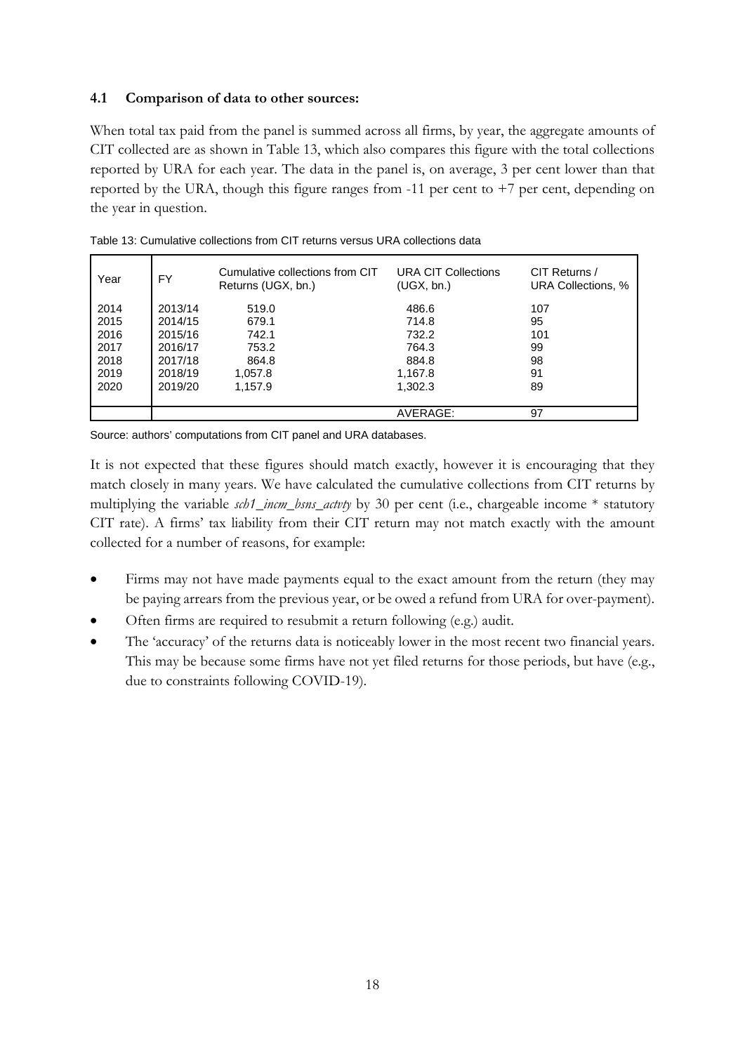### 4.1 Comparison of data to other sources:

When total tax paid from the panel is summed across all firms, by year, the aggregate amounts of CIT collected are as shown in Table 13, which also compares this figure with the total collections reported by URA for each year. The data in the panel is, on average, 3 per cent lower than that reported by the URA, though this figure ranges from -11 per cent to +7 per cent, depending on the year in question.

Table 13: Cumulative collections from CIT returns versus URA collections data

| Year | FY | Cumulative collections from CIT Returns (UGX, bn.) | URA CIT Collections (UGX, bn.) | CIT Returns / URA Collections, % |
|---|---|---|---|---|
| 2014 | 2013/14 | 519.0 | 486.6 | 107 |
| 2015 | 2014/15 | 679.1 | 714.8 | 95 |
| 2016 | 2015/16 | 742.1 | 732.2 | 101 |
| 2017 | 2016/17 | 753.2 | 764.3 | 99 |
| 2018 | 2017/18 | 864.8 | 884.8 | 98 |
| 2019 | 2018/19 | 1,057.8 | 1,167.8 | 91 |
| 2020 | 2019/20 | 1,157.9 | 1,302.3 | 89 |
| | | | AVERAGE: | 97 |

Source: authors' computations from CIT panel and URA databases.

It is not expected that these figures should match exactly, however it is encouraging that they match closely in many years. We have calculated the cumulative collections from CIT returns by multiplying the variable *sch1_incm_bsns_actvty* by 30 per cent (i.e., chargeable income * statutory CIT rate). A firms' tax liability from their CIT return may not match exactly with the amount collected for a number of reasons, for example:

- Firms may not have made payments equal to the exact amount from the return (they may be paying arrears from the previous year, or be owed a refund from URA for over-payment).
- Often firms are required to resubmit a return following (e.g.) audit.
- The 'accuracy' of the returns data is noticeably lower in the most recent two financial years. This may be because some firms have not yet filed returns for those periods, but have (e.g., due to constraints following COVID-19).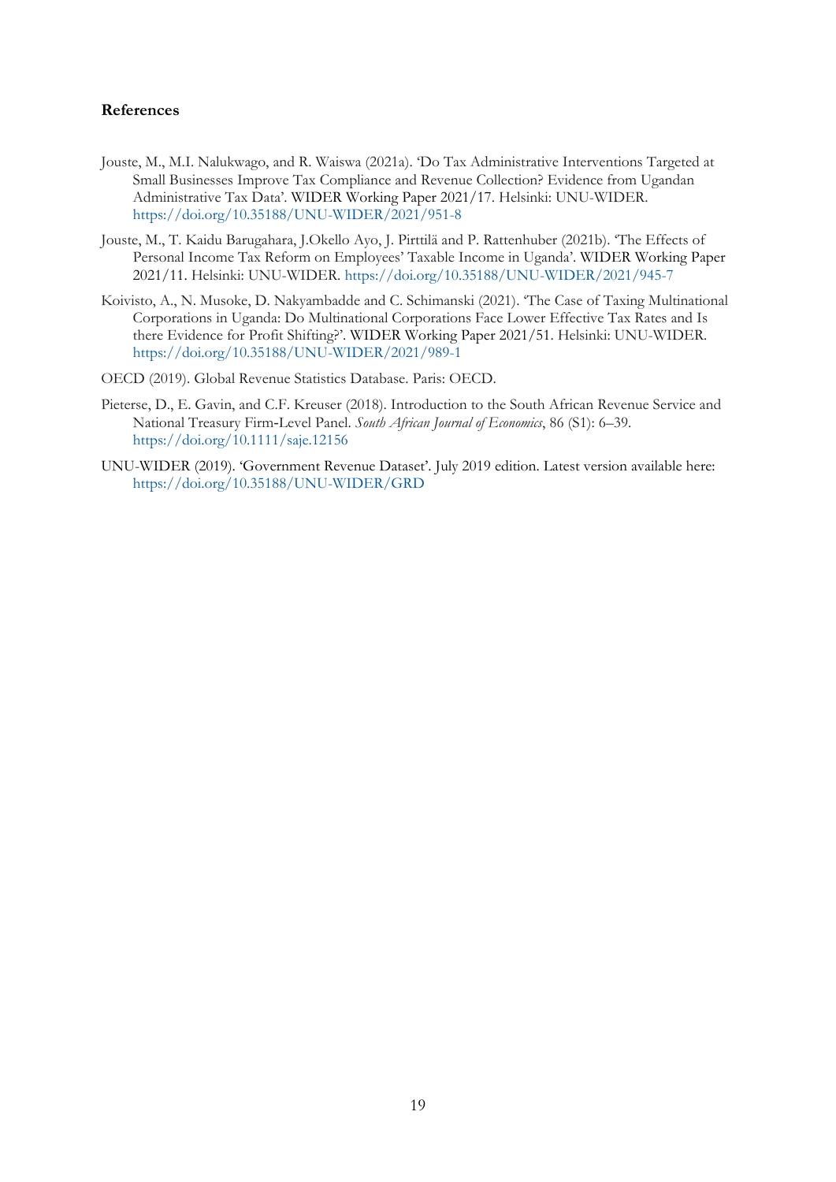## References

Jouste, M., M.I. Nalukwago, and R. Waiswa (2021a). 'Do Tax Administrative Interventions Targeted at Small Businesses Improve Tax Compliance and Revenue Collection? Evidence from Ugandan Administrative Tax Data'. WIDER Working Paper 2021/17. Helsinki: UNU-WIDER. https://doi.org/10.35188/UNU-WIDER/2021/951-8

Jouste, M., T. Kaidu Barugahara, J.Okello Ayo, J. Pirttilä and P. Rattenhuber (2021b). 'The Effects of Personal Income Tax Reform on Employees' Taxable Income in Uganda'. WIDER Working Paper 2021/11. Helsinki: UNU-WIDER. https://doi.org/10.35188/UNU-WIDER/2021/945-7

Koivisto, A., N. Musoke, D. Nakyambadde and C. Schimanski (2021). 'The Case of Taxing Multinational Corporations in Uganda: Do Multinational Corporations Face Lower Effective Tax Rates and Is there Evidence for Profit Shifting?'. WIDER Working Paper 2021/51. Helsinki: UNU-WIDER. https://doi.org/10.35188/UNU-WIDER/2021/989-1

OECD (2019). Global Revenue Statistics Database. Paris: OECD.

Pieterse, D., E. Gavin, and C.F. Kreuser (2018). Introduction to the South African Revenue Service and National Treasury Firm-Level Panel. *South African Journal of Economics*, 86 (S1): 6–39. https://doi.org/10.1111/saje.12156

UNU-WIDER (2019). 'Government Revenue Dataset'. July 2019 edition. Latest version available here: https://doi.org/10.35188/UNU-WIDER/GRD